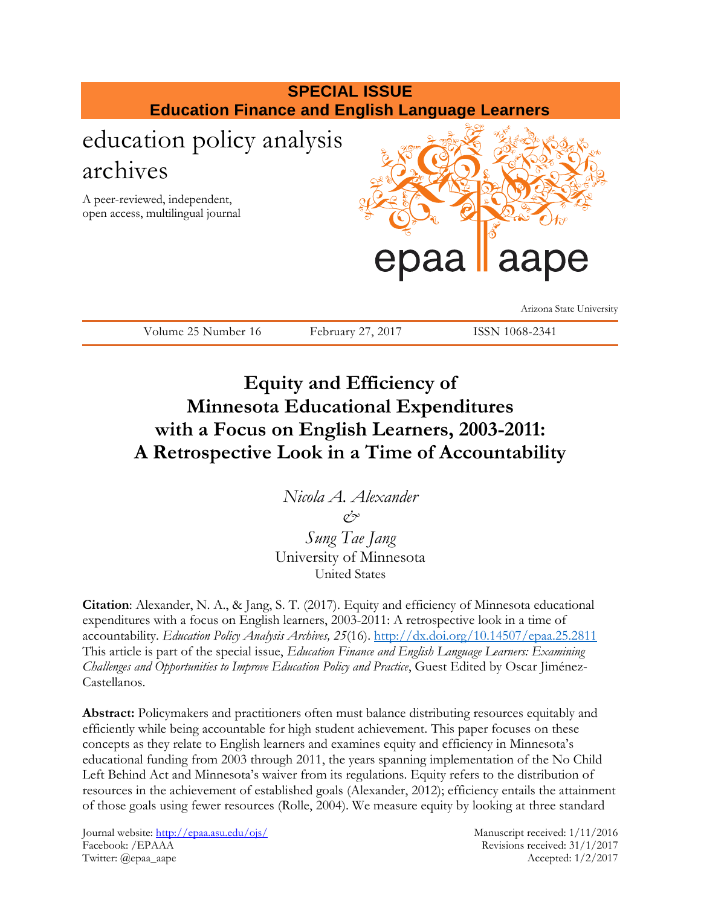**SPECIAL ISSUE**
**Education Finance and English Language Learners**

education policy analysis archives

A peer-reviewed, independent, open access, multilingual journal

epaa aape

Arizona State University

Volume 25 Number 16 February 27, 2017 ISSN 1068-2341

# Equity and Efficiency of Minnesota Educational Expenditures with a Focus on English Learners, 2003-2011: A Retrospective Look in a Time of Accountability

*Nicola A. Alexander*
*&*
*Sung Tae Jang*
University of Minnesota
United States

**Citation**: Alexander, N. A., & Jang, S. T. (2017). Equity and efficiency of Minnesota educational expenditures with a focus on English learners, 2003-2011: A retrospective look in a time of accountability. *Education Policy Analysis Archives, 25*(16). http://dx.doi.org/10.14507/epaa.25.2811 This article is part of the special issue, *Education Finance and English Language Learners: Examining Challenges and Opportunities to Improve Education Policy and Practice*, Guest Edited by Oscar Jiménez-Castellanos.

**Abstract:** Policymakers and practitioners often must balance distributing resources equitably and efficiently while being accountable for high student achievement. This paper focuses on these concepts as they relate to English learners and examines equity and efficiency in Minnesota's educational funding from 2003 through 2011, the years spanning implementation of the No Child Left Behind Act and Minnesota's waiver from its regulations. Equity refers to the distribution of resources in the achievement of established goals (Alexander, 2012); efficiency entails the attainment of those goals using fewer resources (Rolle, 2004). We measure equity by looking at three standard

Journal website: http://epaa.asu.edu/ojs/
Facebook: /EPAAA
Twitter: @epaa_aape

Manuscript received: 1/11/2016
Revisions received: 31/1/2017
Accepted: 1/2/2017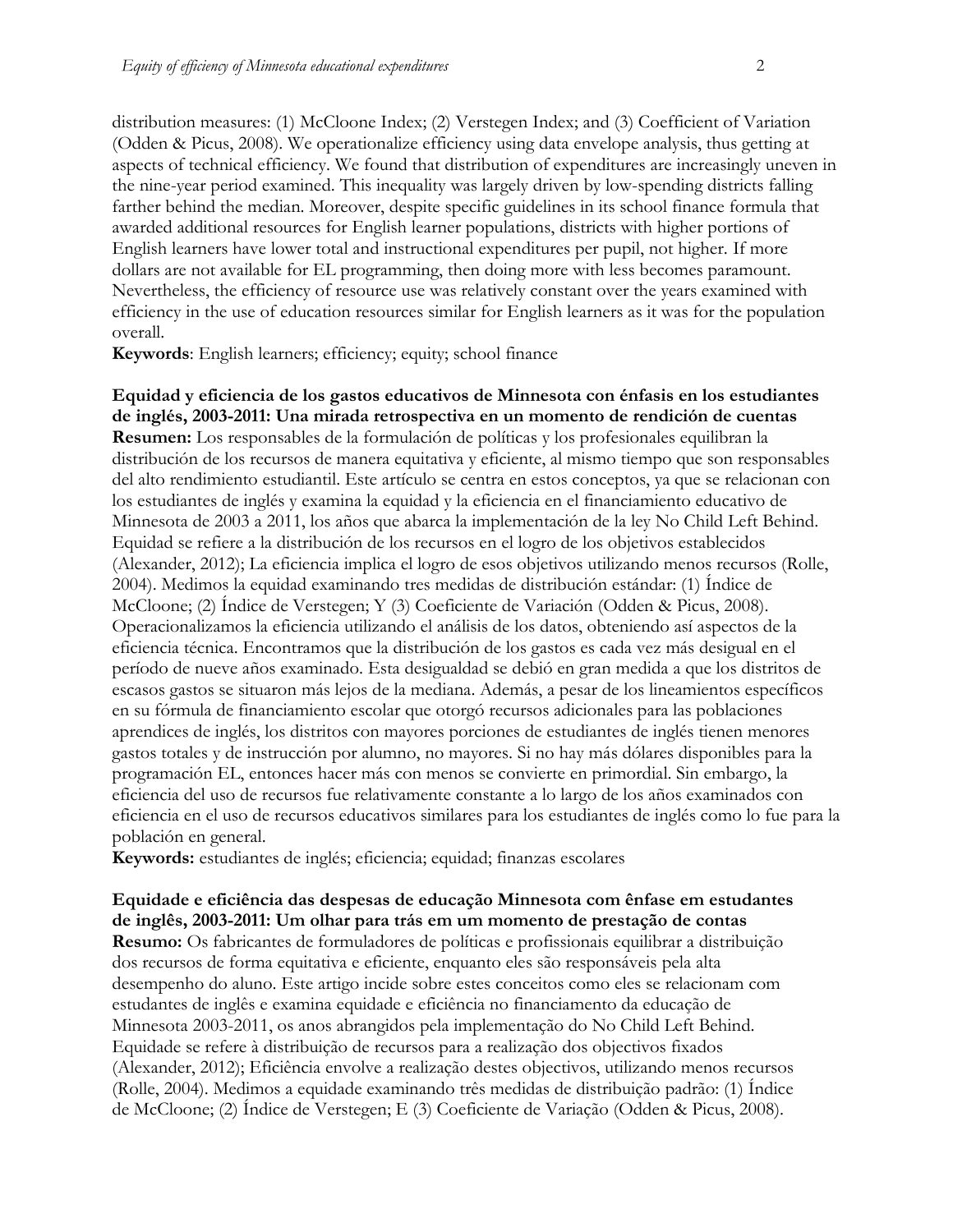distribution measures: (1) McCloone Index; (2) Verstegen Index; and (3) Coefficient of Variation (Odden & Picus, 2008). We operationalize efficiency using data envelope analysis, thus getting at aspects of technical efficiency. We found that distribution of expenditures are increasingly uneven in the nine-year period examined. This inequality was largely driven by low-spending districts falling farther behind the median. Moreover, despite specific guidelines in its school finance formula that awarded additional resources for English learner populations, districts with higher portions of English learners have lower total and instructional expenditures per pupil, not higher. If more dollars are not available for EL programming, then doing more with less becomes paramount. Nevertheless, the efficiency of resource use was relatively constant over the years examined with efficiency in the use of education resources similar for English learners as it was for the population overall.

**Keywords**: English learners; efficiency; equity; school finance

**Equidad y eficiencia de los gastos educativos de Minnesota con énfasis en los estudiantes de inglés, 2003-2011: Una mirada retrospectiva en un momento de rendición de cuentas**

**Resumen:** Los responsables de la formulación de políticas y los profesionales equilibran la distribución de los recursos de manera equitativa y eficiente, al mismo tiempo que son responsables del alto rendimiento estudiantil. Este artículo se centra en estos conceptos, ya que se relacionan con los estudiantes de inglés y examina la equidad y la eficiencia en el financiamiento educativo de Minnesota de 2003 a 2011, los años que abarca la implementación de la ley No Child Left Behind. Equidad se refiere a la distribución de los recursos en el logro de los objetivos establecidos (Alexander, 2012); La eficiencia implica el logro de esos objetivos utilizando menos recursos (Rolle, 2004). Medimos la equidad examinando tres medidas de distribución estándar: (1) Índice de McCloone; (2) Índice de Verstegen; Y (3) Coeficiente de Variación (Odden & Picus, 2008). Operacionalizamos la eficiencia utilizando el análisis de los datos, obteniendo así aspectos de la eficiencia técnica. Encontramos que la distribución de los gastos es cada vez más desigual en el período de nueve años examinado. Esta desigualdad se debió en gran medida a que los distritos de escasos gastos se situaron más lejos de la mediana. Además, a pesar de los lineamientos específicos en su fórmula de financiamiento escolar que otorgó recursos adicionales para las poblaciones aprendices de inglés, los distritos con mayores porciones de estudiantes de inglés tienen menores gastos totales y de instrucción por alumno, no mayores. Si no hay más dólares disponibles para la programación EL, entonces hacer más con menos se convierte en primordial. Sin embargo, la eficiencia del uso de recursos fue relativamente constante a lo largo de los años examinados con eficiencia en el uso de recursos educativos similares para los estudiantes de inglés como lo fue para la población en general.

**Keywords:** estudiantes de inglés; eficiencia; equidad; finanzas escolares

**Equidade e eficiência das despesas de educação Minnesota com ênfase em estudantes de inglês, 2003-2011: Um olhar para trás em um momento de prestação de contas**

**Resumo:** Os fabricantes de formuladores de políticas e profissionais equilibrar a distribuição dos recursos de forma equitativa e eficiente, enquanto eles são responsáveis pela alta desempenho do aluno. Este artigo incide sobre estes conceitos como eles se relacionam com estudantes de inglês e examina equidade e eficiência no financiamento da educação de Minnesota 2003-2011, os anos abrangidos pela implementação do No Child Left Behind. Equidade se refere à distribuição de recursos para a realização dos objectivos fixados (Alexander, 2012); Eficiência envolve a realização destes objectivos, utilizando menos recursos (Rolle, 2004). Medimos a equidade examinando três medidas de distribuição padrão: (1) Índice de McCloone; (2) Índice de Verstegen; E (3) Coeficiente de Variação (Odden & Picus, 2008).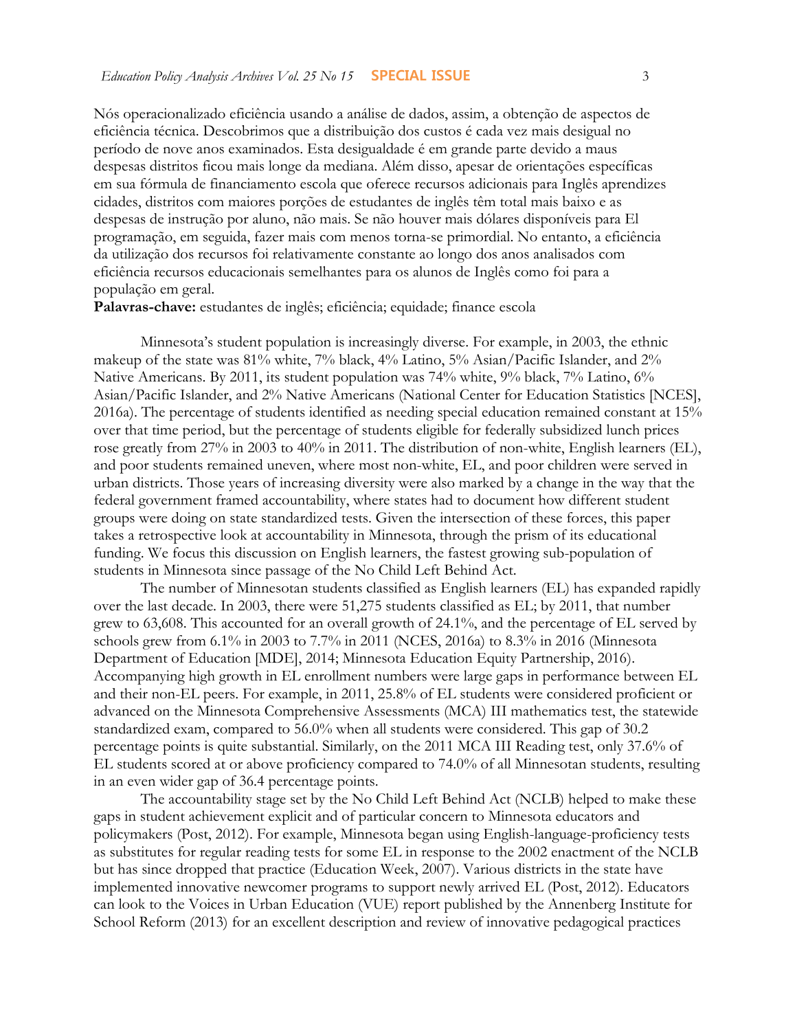Nós operacionalizado eficiência usando a análise de dados, assim, a obtenção de aspectos de eficiência técnica. Descobrimos que a distribuição dos custos é cada vez mais desigual no período de nove anos examinados. Esta desigualdade é em grande parte devido a maus despesas distritos ficou mais longe da mediana. Além disso, apesar de orientações específicas em sua fórmula de financiamento escola que oferece recursos adicionais para Inglês aprendizes cidades, distritos com maiores porções de estudantes de inglês têm total mais baixo e as despesas de instrução por aluno, não mais. Se não houver mais dólares disponíveis para El programação, em seguida, fazer mais com menos torna-se primordial. No entanto, a eficiência da utilização dos recursos foi relativamente constante ao longo dos anos analisados com eficiência recursos educacionais semelhantes para os alunos de Inglês como foi para a população em geral.

**Palavras-chave:** estudantes de inglês; eficiência; equidade; finance escola

Minnesota's student population is increasingly diverse. For example, in 2003, the ethnic makeup of the state was 81% white, 7% black, 4% Latino, 5% Asian/Pacific Islander, and 2% Native Americans. By 2011, its student population was 74% white, 9% black, 7% Latino, 6% Asian/Pacific Islander, and 2% Native Americans (National Center for Education Statistics [NCES], 2016a). The percentage of students identified as needing special education remained constant at 15% over that time period, but the percentage of students eligible for federally subsidized lunch prices rose greatly from 27% in 2003 to 40% in 2011. The distribution of non-white, English learners (EL), and poor students remained uneven, where most non-white, EL, and poor children were served in urban districts. Those years of increasing diversity were also marked by a change in the way that the federal government framed accountability, where states had to document how different student groups were doing on state standardized tests. Given the intersection of these forces, this paper takes a retrospective look at accountability in Minnesota, through the prism of its educational funding. We focus this discussion on English learners, the fastest growing sub-population of students in Minnesota since passage of the No Child Left Behind Act.

The number of Minnesotan students classified as English learners (EL) has expanded rapidly over the last decade. In 2003, there were 51,275 students classified as EL; by 2011, that number grew to 63,608. This accounted for an overall growth of 24.1%, and the percentage of EL served by schools grew from 6.1% in 2003 to 7.7% in 2011 (NCES, 2016a) to 8.3% in 2016 (Minnesota Department of Education [MDE], 2014; Minnesota Education Equity Partnership, 2016). Accompanying high growth in EL enrollment numbers were large gaps in performance between EL and their non-EL peers. For example, in 2011, 25.8% of EL students were considered proficient or advanced on the Minnesota Comprehensive Assessments (MCA) III mathematics test, the statewide standardized exam, compared to 56.0% when all students were considered. This gap of 30.2 percentage points is quite substantial. Similarly, on the 2011 MCA III Reading test, only 37.6% of EL students scored at or above proficiency compared to 74.0% of all Minnesotan students, resulting in an even wider gap of 36.4 percentage points.

The accountability stage set by the No Child Left Behind Act (NCLB) helped to make these gaps in student achievement explicit and of particular concern to Minnesota educators and policymakers (Post, 2012). For example, Minnesota began using English-language-proficiency tests as substitutes for regular reading tests for some EL in response to the 2002 enactment of the NCLB but has since dropped that practice (Education Week, 2007). Various districts in the state have implemented innovative newcomer programs to support newly arrived EL (Post, 2012). Educators can look to the Voices in Urban Education (VUE) report published by the Annenberg Institute for School Reform (2013) for an excellent description and review of innovative pedagogical practices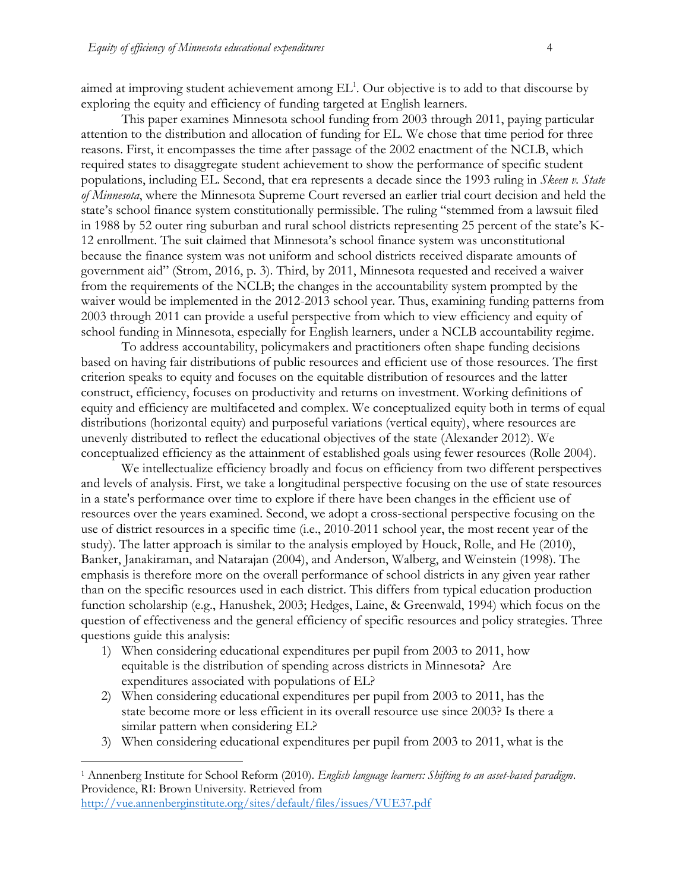aimed at improving student achievement among EL[1]. Our objective is to add to that discourse by exploring the equity and efficiency of funding targeted at English learners.

This paper examines Minnesota school funding from 2003 through 2011, paying particular attention to the distribution and allocation of funding for EL. We chose that time period for three reasons. First, it encompasses the time after passage of the 2002 enactment of the NCLB, which required states to disaggregate student achievement to show the performance of specific student populations, including EL. Second, that era represents a decade since the 1993 ruling in *Skeen v. State of Minnesota*, where the Minnesota Supreme Court reversed an earlier trial court decision and held the state's school finance system constitutionally permissible. The ruling "stemmed from a lawsuit filed in 1988 by 52 outer ring suburban and rural school districts representing 25 percent of the state's K-12 enrollment. The suit claimed that Minnesota's school finance system was unconstitutional because the finance system was not uniform and school districts received disparate amounts of government aid" (Strom, 2016, p. 3). Third, by 2011, Minnesota requested and received a waiver from the requirements of the NCLB; the changes in the accountability system prompted by the waiver would be implemented in the 2012-2013 school year. Thus, examining funding patterns from 2003 through 2011 can provide a useful perspective from which to view efficiency and equity of school funding in Minnesota, especially for English learners, under a NCLB accountability regime.

To address accountability, policymakers and practitioners often shape funding decisions based on having fair distributions of public resources and efficient use of those resources. The first criterion speaks to equity and focuses on the equitable distribution of resources and the latter construct, efficiency, focuses on productivity and returns on investment. Working definitions of equity and efficiency are multifaceted and complex. We conceptualized equity both in terms of equal distributions (horizontal equity) and purposeful variations (vertical equity), where resources are unevenly distributed to reflect the educational objectives of the state (Alexander 2012). We conceptualized efficiency as the attainment of established goals using fewer resources (Rolle 2004).

We intellectualize efficiency broadly and focus on efficiency from two different perspectives and levels of analysis. First, we take a longitudinal perspective focusing on the use of state resources in a state's performance over time to explore if there have been changes in the efficient use of resources over the years examined. Second, we adopt a cross-sectional perspective focusing on the use of district resources in a specific time (i.e., 2010-2011 school year, the most recent year of the study). The latter approach is similar to the analysis employed by Houck, Rolle, and He (2010), Banker, Janakiraman, and Natarajan (2004), and Anderson, Walberg, and Weinstein (1998). The emphasis is therefore more on the overall performance of school districts in any given year rather than on the specific resources used in each district. This differs from typical education production function scholarship (e.g., Hanushek, 2003; Hedges, Laine, & Greenwald, 1994) which focus on the question of effectiveness and the general efficiency of specific resources and policy strategies. Three questions guide this analysis:

1) When considering educational expenditures per pupil from 2003 to 2011, how equitable is the distribution of spending across districts in Minnesota? Are expenditures associated with populations of EL?
2) When considering educational expenditures per pupil from 2003 to 2011, has the state become more or less efficient in its overall resource use since 2003? Is there a similar pattern when considering EL?
3) When considering educational expenditures per pupil from 2003 to 2011, what is the

---

[1] Annenberg Institute for School Reform (2010). *English language learners: Shifting to an asset-based paradigm*. Providence, RI: Brown University. Retrieved from http://vue.annenberginstitute.org/sites/default/files/issues/VUE37.pdf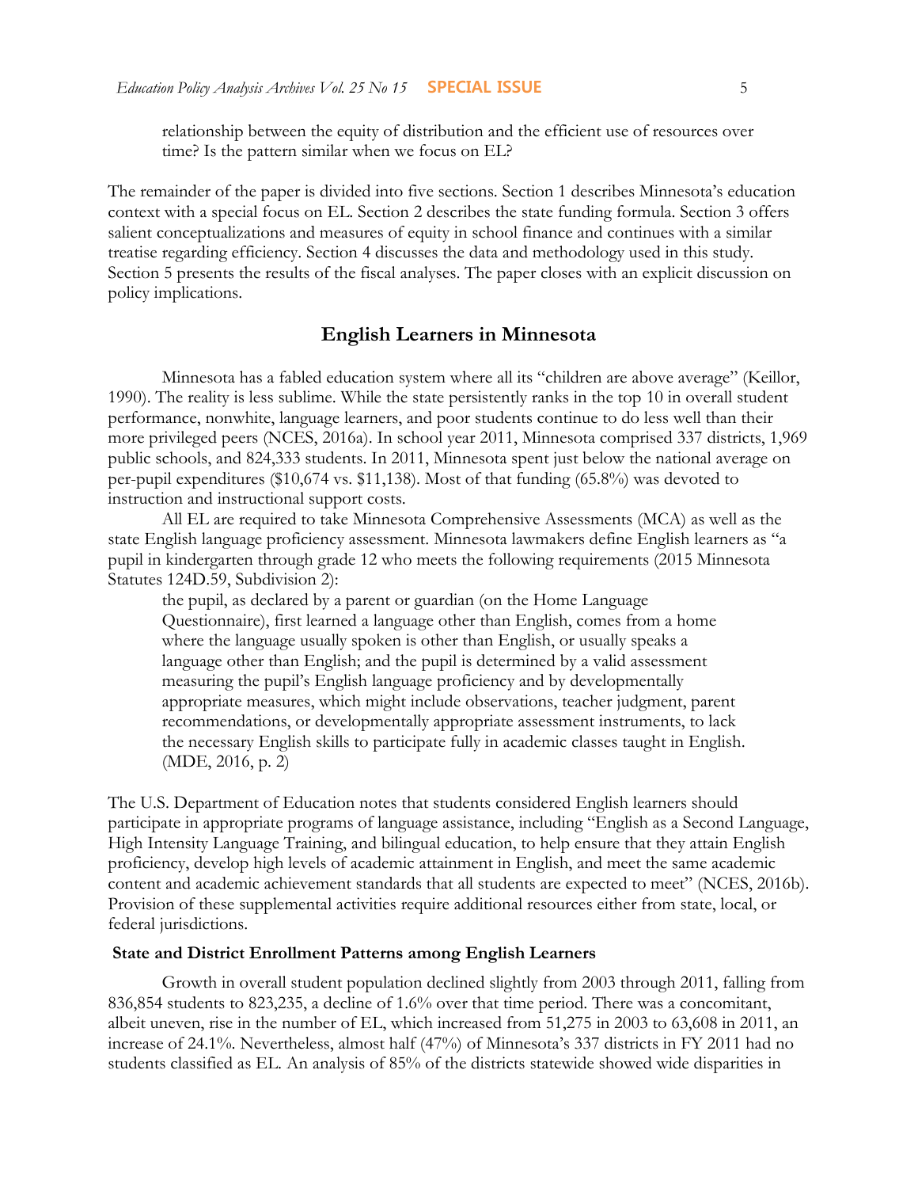relationship between the equity of distribution and the efficient use of resources over time? Is the pattern similar when we focus on EL?

The remainder of the paper is divided into five sections. Section 1 describes Minnesota's education context with a special focus on EL. Section 2 describes the state funding formula. Section 3 offers salient conceptualizations and measures of equity in school finance and continues with a similar treatise regarding efficiency. Section 4 discusses the data and methodology used in this study. Section 5 presents the results of the fiscal analyses. The paper closes with an explicit discussion on policy implications.

## English Learners in Minnesota

Minnesota has a fabled education system where all its "children are above average" (Keillor, 1990). The reality is less sublime. While the state persistently ranks in the top 10 in overall student performance, nonwhite, language learners, and poor students continue to do less well than their more privileged peers (NCES, 2016a). In school year 2011, Minnesota comprised 337 districts, 1,969 public schools, and 824,333 students. In 2011, Minnesota spent just below the national average on per-pupil expenditures ($10,674 vs. $11,138). Most of that funding (65.8%) was devoted to instruction and instructional support costs.

All EL are required to take Minnesota Comprehensive Assessments (MCA) as well as the state English language proficiency assessment. Minnesota lawmakers define English learners as "a pupil in kindergarten through grade 12 who meets the following requirements (2015 Minnesota Statutes 124D.59, Subdivision 2):

> the pupil, as declared by a parent or guardian (on the Home Language Questionnaire), first learned a language other than English, comes from a home where the language usually spoken is other than English, or usually speaks a language other than English; and the pupil is determined by a valid assessment measuring the pupil's English language proficiency and by developmentally appropriate measures, which might include observations, teacher judgment, parent recommendations, or developmentally appropriate assessment instruments, to lack the necessary English skills to participate fully in academic classes taught in English. (MDE, 2016, p. 2)

The U.S. Department of Education notes that students considered English learners should participate in appropriate programs of language assistance, including "English as a Second Language, High Intensity Language Training, and bilingual education, to help ensure that they attain English proficiency, develop high levels of academic attainment in English, and meet the same academic content and academic achievement standards that all students are expected to meet" (NCES, 2016b). Provision of these supplemental activities require additional resources either from state, local, or federal jurisdictions.

### State and District Enrollment Patterns among English Learners

Growth in overall student population declined slightly from 2003 through 2011, falling from 836,854 students to 823,235, a decline of 1.6% over that time period. There was a concomitant, albeit uneven, rise in the number of EL, which increased from 51,275 in 2003 to 63,608 in 2011, an increase of 24.1%. Nevertheless, almost half (47%) of Minnesota's 337 districts in FY 2011 had no students classified as EL. An analysis of 85% of the districts statewide showed wide disparities in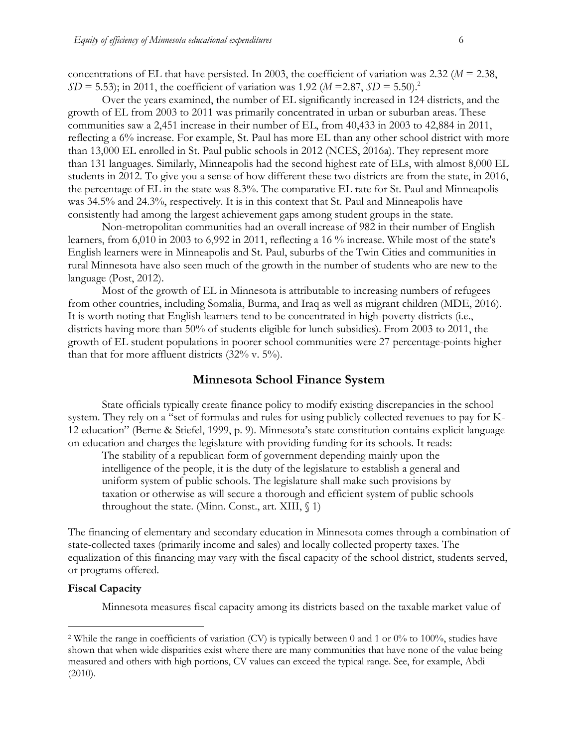concentrations of EL that have persisted. In 2003, the coefficient of variation was 2.32 ($M$ = 2.38, $SD$ = 5.53); in 2011, the coefficient of variation was 1.92 ($M$ =2.87, $SD$ = 5.50).[2]

Over the years examined, the number of EL significantly increased in 124 districts, and the growth of EL from 2003 to 2011 was primarily concentrated in urban or suburban areas. These communities saw a 2,451 increase in their number of EL, from 40,433 in 2003 to 42,884 in 2011, reflecting a 6% increase. For example, St. Paul has more EL than any other school district with more than 13,000 EL enrolled in St. Paul public schools in 2012 (NCES, 2016a). They represent more than 131 languages. Similarly, Minneapolis had the second highest rate of ELs, with almost 8,000 EL students in 2012. To give you a sense of how different these two districts are from the state, in 2016, the percentage of EL in the state was 8.3%. The comparative EL rate for St. Paul and Minneapolis was 34.5% and 24.3%, respectively. It is in this context that St. Paul and Minneapolis have consistently had among the largest achievement gaps among student groups in the state.

Non-metropolitan communities had an overall increase of 982 in their number of English learners, from 6,010 in 2003 to 6,992 in 2011, reflecting a 16 % increase. While most of the state's English learners were in Minneapolis and St. Paul, suburbs of the Twin Cities and communities in rural Minnesota have also seen much of the growth in the number of students who are new to the language (Post, 2012).

Most of the growth of EL in Minnesota is attributable to increasing numbers of refugees from other countries, including Somalia, Burma, and Iraq as well as migrant children (MDE, 2016). It is worth noting that English learners tend to be concentrated in high-poverty districts (i.e., districts having more than 50% of students eligible for lunch subsidies). From 2003 to 2011, the growth of EL student populations in poorer school communities were 27 percentage-points higher than that for more affluent districts (32% v. 5%).

## Minnesota School Finance System

State officials typically create finance policy to modify existing discrepancies in the school system. They rely on a "set of formulas and rules for using publicly collected revenues to pay for K-12 education" (Berne & Stiefel, 1999, p. 9). Minnesota's state constitution contains explicit language on education and charges the legislature with providing funding for its schools. It reads:

> The stability of a republican form of government depending mainly upon the intelligence of the people, it is the duty of the legislature to establish a general and uniform system of public schools. The legislature shall make such provisions by taxation or otherwise as will secure a thorough and efficient system of public schools throughout the state. (Minn. Const., art. XIII, § 1)

The financing of elementary and secondary education in Minnesota comes through a combination of state-collected taxes (primarily income and sales) and locally collected property taxes. The equalization of this financing may vary with the fiscal capacity of the school district, students served, or programs offered.

### Fiscal Capacity

Minnesota measures fiscal capacity among its districts based on the taxable market value of

---

[2] While the range in coefficients of variation (CV) is typically between 0 and 1 or 0% to 100%, studies have shown that when wide disparities exist where there are many communities that have none of the value being measured and others with high portions, CV values can exceed the typical range. See, for example, Abdi (2010).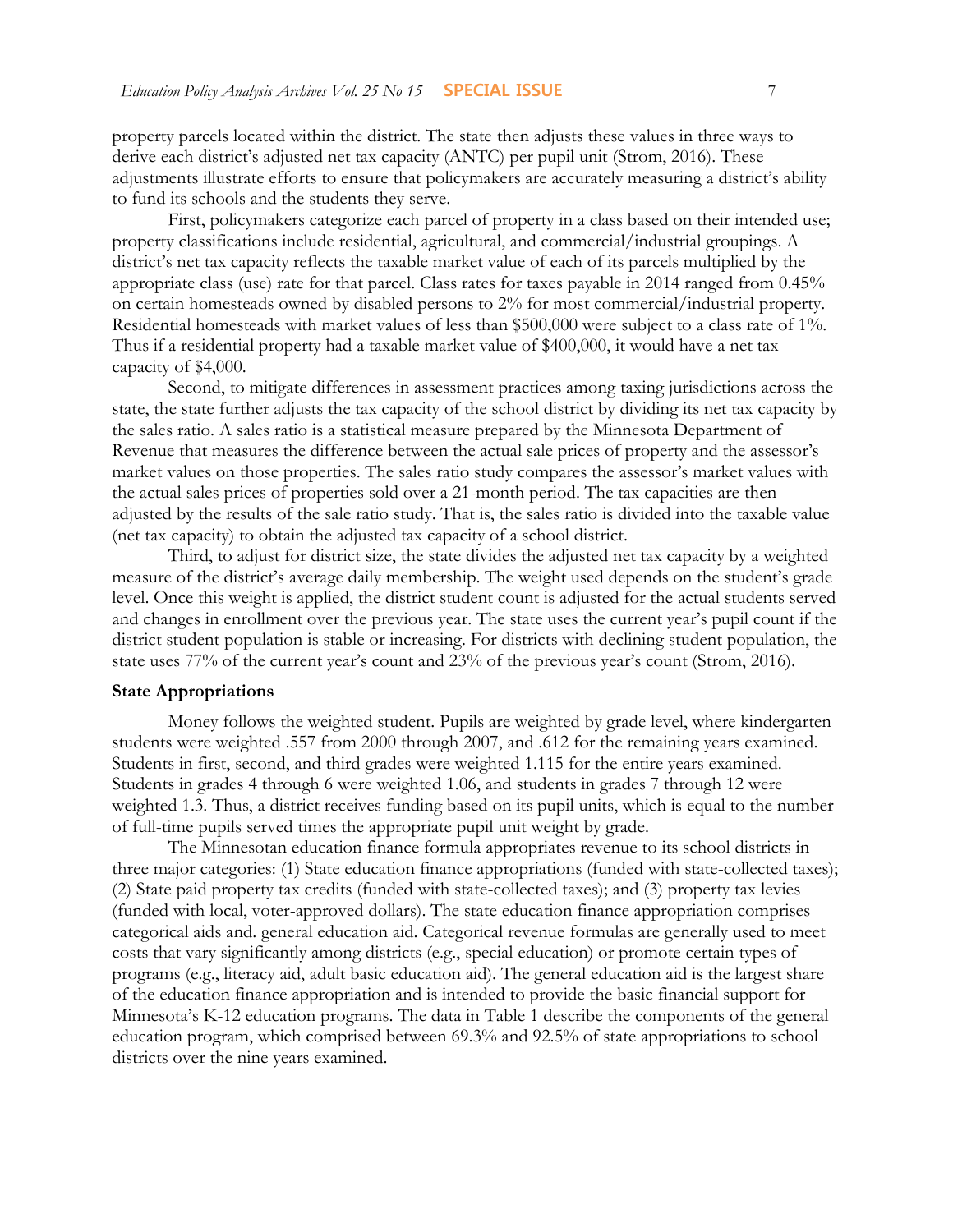property parcels located within the district. The state then adjusts these values in three ways to derive each district's adjusted net tax capacity (ANTC) per pupil unit (Strom, 2016). These adjustments illustrate efforts to ensure that policymakers are accurately measuring a district's ability to fund its schools and the students they serve.

First, policymakers categorize each parcel of property in a class based on their intended use; property classifications include residential, agricultural, and commercial/industrial groupings. A district's net tax capacity reflects the taxable market value of each of its parcels multiplied by the appropriate class (use) rate for that parcel. Class rates for taxes payable in 2014 ranged from 0.45% on certain homesteads owned by disabled persons to 2% for most commercial/industrial property. Residential homesteads with market values of less than $500,000 were subject to a class rate of 1%. Thus if a residential property had a taxable market value of $400,000, it would have a net tax capacity of $4,000.

Second, to mitigate differences in assessment practices among taxing jurisdictions across the state, the state further adjusts the tax capacity of the school district by dividing its net tax capacity by the sales ratio. A sales ratio is a statistical measure prepared by the Minnesota Department of Revenue that measures the difference between the actual sale prices of property and the assessor's market values on those properties. The sales ratio study compares the assessor's market values with the actual sales prices of properties sold over a 21-month period. The tax capacities are then adjusted by the results of the sale ratio study. That is, the sales ratio is divided into the taxable value (net tax capacity) to obtain the adjusted tax capacity of a school district.

Third, to adjust for district size, the state divides the adjusted net tax capacity by a weighted measure of the district's average daily membership. The weight used depends on the student's grade level. Once this weight is applied, the district student count is adjusted for the actual students served and changes in enrollment over the previous year. The state uses the current year's pupil count if the district student population is stable or increasing. For districts with declining student population, the state uses 77% of the current year's count and 23% of the previous year's count (Strom, 2016).

**State Appropriations**

Money follows the weighted student. Pupils are weighted by grade level, where kindergarten students were weighted .557 from 2000 through 2007, and .612 for the remaining years examined. Students in first, second, and third grades were weighted 1.115 for the entire years examined. Students in grades 4 through 6 were weighted 1.06, and students in grades 7 through 12 were weighted 1.3. Thus, a district receives funding based on its pupil units, which is equal to the number of full-time pupils served times the appropriate pupil unit weight by grade.

The Minnesotan education finance formula appropriates revenue to its school districts in three major categories: (1) State education finance appropriations (funded with state-collected taxes); (2) State paid property tax credits (funded with state-collected taxes); and (3) property tax levies (funded with local, voter-approved dollars). The state education finance appropriation comprises categorical aids and. general education aid. Categorical revenue formulas are generally used to meet costs that vary significantly among districts (e.g., special education) or promote certain types of programs (e.g., literacy aid, adult basic education aid). The general education aid is the largest share of the education finance appropriation and is intended to provide the basic financial support for Minnesota's K-12 education programs. The data in Table 1 describe the components of the general education program, which comprised between 69.3% and 92.5% of state appropriations to school districts over the nine years examined.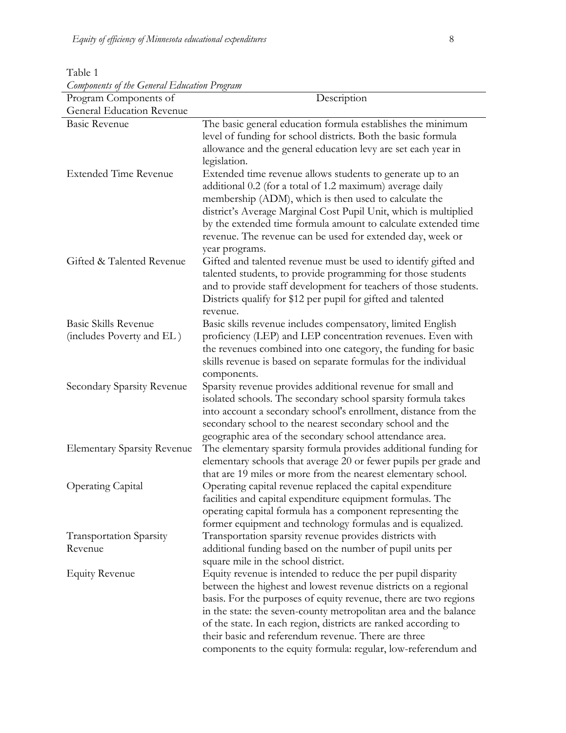Table 1

*Components of the General Education Program*

| Program Components of General Education Revenue | Description |
|---|---|
| Basic Revenue | The basic general education formula establishes the minimum level of funding for school districts. Both the basic formula allowance and the general education levy are set each year in legislation. |
| Extended Time Revenue | Extended time revenue allows students to generate up to an additional 0.2 (for a total of 1.2 maximum) average daily membership (ADM), which is then used to calculate the district's Average Marginal Cost Pupil Unit, which is multiplied by the extended time formula amount to calculate extended time revenue. The revenue can be used for extended day, week or year programs. |
| Gifted & Talented Revenue | Gifted and talented revenue must be used to identify gifted and talented students, to provide programming for those students and to provide staff development for teachers of those students. Districts qualify for $12 per pupil for gifted and talented revenue. |
| Basic Skills Revenue (includes Poverty and EL ) | Basic skills revenue includes compensatory, limited English proficiency (LEP) and LEP concentration revenues. Even with the revenues combined into one category, the funding for basic skills revenue is based on separate formulas for the individual components. |
| Secondary Sparsity Revenue | Sparsity revenue provides additional revenue for small and isolated schools. The secondary school sparsity formula takes into account a secondary school's enrollment, distance from the secondary school to the nearest secondary school and the geographic area of the secondary school attendance area. |
| Elementary Sparsity Revenue | The elementary sparsity formula provides additional funding for elementary schools that average 20 or fewer pupils per grade and that are 19 miles or more from the nearest elementary school. |
| Operating Capital | Operating capital revenue replaced the capital expenditure facilities and capital expenditure equipment formulas. The operating capital formula has a component representing the former equipment and technology formulas and is equalized. |
| Transportation Sparsity Revenue | Transportation sparsity revenue provides districts with additional funding based on the number of pupil units per square mile in the school district. |
| Equity Revenue | Equity revenue is intended to reduce the per pupil disparity between the highest and lowest revenue districts on a regional basis. For the purposes of equity revenue, there are two regions in the state: the seven-county metropolitan area and the balance of the state. In each region, districts are ranked according to their basic and referendum revenue. There are three components to the equity formula: regular, low-referendum and |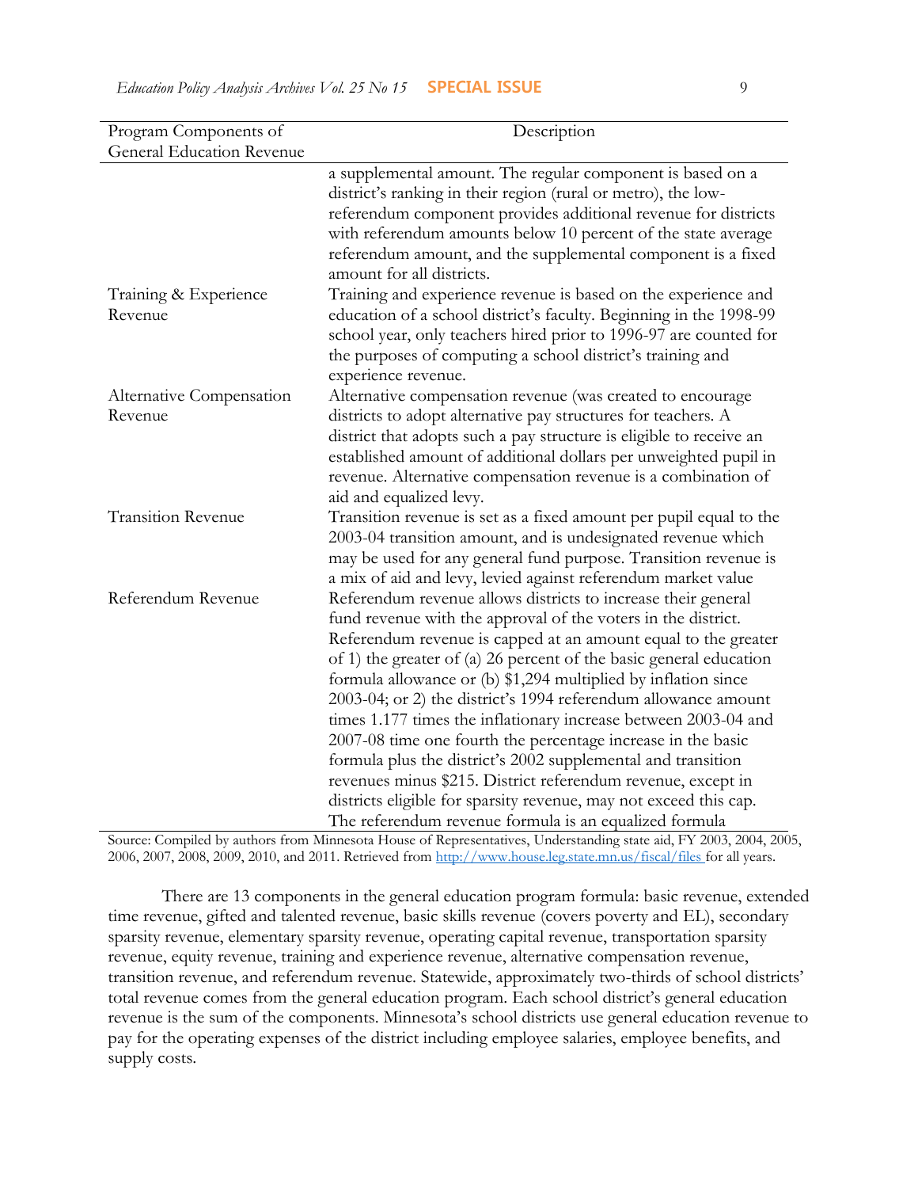| Program Components of General Education Revenue | Description |
|---|---|
| | a supplemental amount. The regular component is based on a district's ranking in their region (rural or metro), the low-referendum component provides additional revenue for districts with referendum amounts below 10 percent of the state average referendum amount, and the supplemental component is a fixed amount for all districts. |
| Training & Experience Revenue | Training and experience revenue is based on the experience and education of a school district's faculty. Beginning in the 1998-99 school year, only teachers hired prior to 1996-97 are counted for the purposes of computing a school district's training and experience revenue. |
| Alternative Compensation Revenue | Alternative compensation revenue (was created to encourage districts to adopt alternative pay structures for teachers. A district that adopts such a pay structure is eligible to receive an established amount of additional dollars per unweighted pupil in revenue. Alternative compensation revenue is a combination of aid and equalized levy. |
| Transition Revenue | Transition revenue is set as a fixed amount per pupil equal to the 2003-04 transition amount, and is undesignated revenue which may be used for any general fund purpose. Transition revenue is a mix of aid and levy, levied against referendum market value |
| Referendum Revenue | Referendum revenue allows districts to increase their general fund revenue with the approval of the voters in the district. Referendum revenue is capped at an amount equal to the greater of 1) the greater of (a) 26 percent of the basic general education formula allowance or (b) $1,294 multiplied by inflation since 2003-04; or 2) the district's 1994 referendum allowance amount times 1.177 times the inflationary increase between 2003-04 and 2007-08 time one fourth the percentage increase in the basic formula plus the district's 2002 supplemental and transition revenues minus $215. District referendum revenue, except in districts eligible for sparsity revenue, may not exceed this cap. The referendum revenue formula is an equalized formula |

Source: Compiled by authors from Minnesota House of Representatives, Understanding state aid, FY 2003, 2004, 2005, 2006, 2007, 2008, 2009, 2010, and 2011. Retrieved from http://www.house.leg.state.mn.us/fiscal/files for all years.

There are 13 components in the general education program formula: basic revenue, extended time revenue, gifted and talented revenue, basic skills revenue (covers poverty and EL), secondary sparsity revenue, elementary sparsity revenue, operating capital revenue, transportation sparsity revenue, equity revenue, training and experience revenue, alternative compensation revenue, transition revenue, and referendum revenue. Statewide, approximately two-thirds of school districts' total revenue comes from the general education program. Each school district's general education revenue is the sum of the components. Minnesota's school districts use general education revenue to pay for the operating expenses of the district including employee salaries, employee benefits, and supply costs.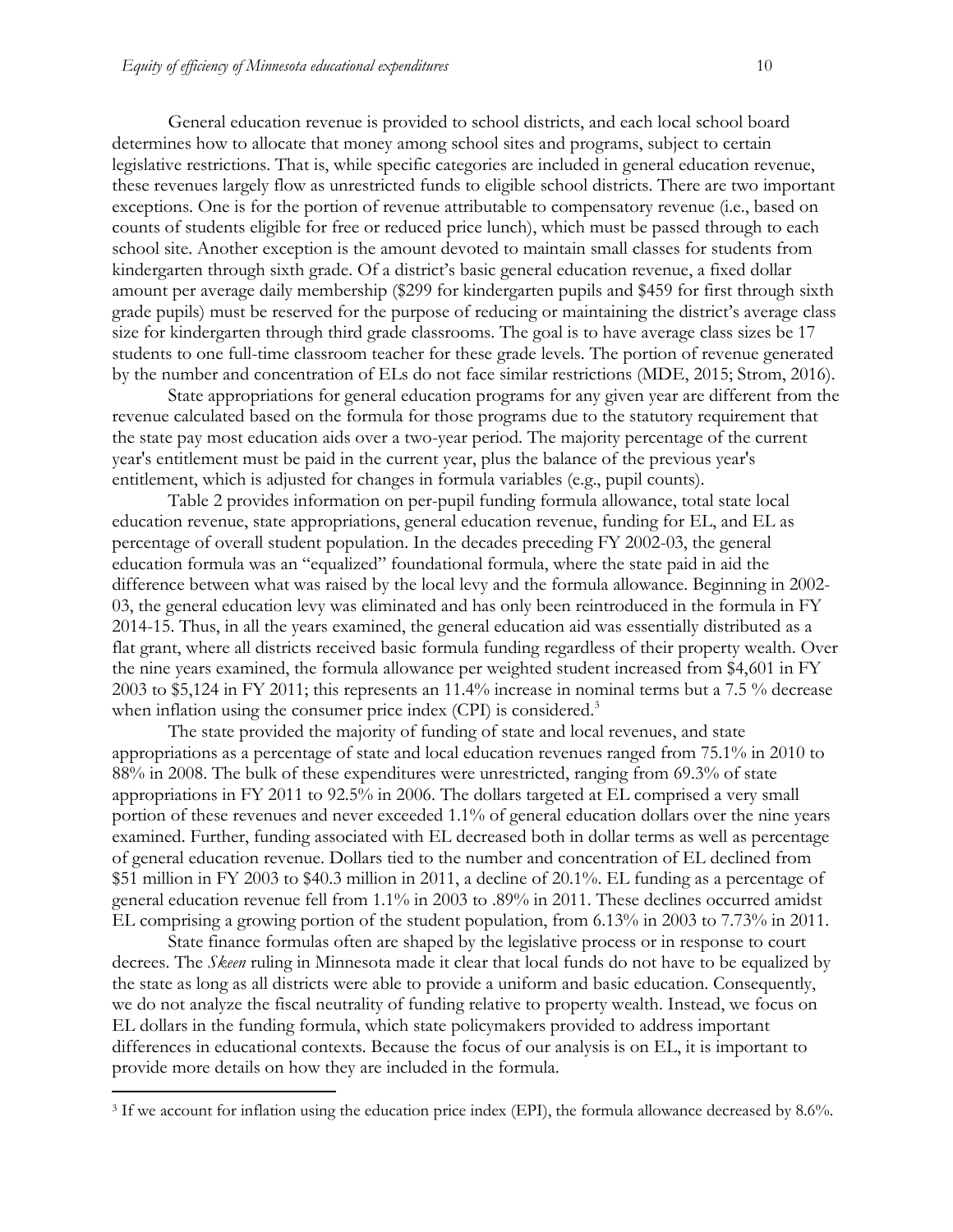General education revenue is provided to school districts, and each local school board determines how to allocate that money among school sites and programs, subject to certain legislative restrictions. That is, while specific categories are included in general education revenue, these revenues largely flow as unrestricted funds to eligible school districts. There are two important exceptions. One is for the portion of revenue attributable to compensatory revenue (i.e., based on counts of students eligible for free or reduced price lunch), which must be passed through to each school site. Another exception is the amount devoted to maintain small classes for students from kindergarten through sixth grade. Of a district's basic general education revenue, a fixed dollar amount per average daily membership ($299 for kindergarten pupils and $459 for first through sixth grade pupils) must be reserved for the purpose of reducing or maintaining the district's average class size for kindergarten through third grade classrooms. The goal is to have average class sizes be 17 students to one full-time classroom teacher for these grade levels. The portion of revenue generated by the number and concentration of ELs do not face similar restrictions (MDE, 2015; Strom, 2016).

State appropriations for general education programs for any given year are different from the revenue calculated based on the formula for those programs due to the statutory requirement that the state pay most education aids over a two-year period. The majority percentage of the current year's entitlement must be paid in the current year, plus the balance of the previous year's entitlement, which is adjusted for changes in formula variables (e.g., pupil counts).

Table 2 provides information on per-pupil funding formula allowance, total state local education revenue, state appropriations, general education revenue, funding for EL, and EL as percentage of overall student population. In the decades preceding FY 2002-03, the general education formula was an "equalized" foundational formula, where the state paid in aid the difference between what was raised by the local levy and the formula allowance. Beginning in 2002-03, the general education levy was eliminated and has only been reintroduced in the formula in FY 2014-15. Thus, in all the years examined, the general education aid was essentially distributed as a flat grant, where all districts received basic formula funding regardless of their property wealth. Over the nine years examined, the formula allowance per weighted student increased from $4,601 in FY 2003 to $5,124 in FY 2011; this represents an 11.4% increase in nominal terms but a 7.5 % decrease when inflation using the consumer price index (CPI) is considered.[3]

The state provided the majority of funding of state and local revenues, and state appropriations as a percentage of state and local education revenues ranged from 75.1% in 2010 to 88% in 2008. The bulk of these expenditures were unrestricted, ranging from 69.3% of state appropriations in FY 2011 to 92.5% in 2006. The dollars targeted at EL comprised a very small portion of these revenues and never exceeded 1.1% of general education dollars over the nine years examined. Further, funding associated with EL decreased both in dollar terms as well as percentage of general education revenue. Dollars tied to the number and concentration of EL declined from $51 million in FY 2003 to $40.3 million in 2011, a decline of 20.1%. EL funding as a percentage of general education revenue fell from 1.1% in 2003 to .89% in 2011. These declines occurred amidst EL comprising a growing portion of the student population, from 6.13% in 2003 to 7.73% in 2011.

State finance formulas often are shaped by the legislative process or in response to court decrees. The *Skeen* ruling in Minnesota made it clear that local funds do not have to be equalized by the state as long as all districts were able to provide a uniform and basic education. Consequently, we do not analyze the fiscal neutrality of funding relative to property wealth. Instead, we focus on EL dollars in the funding formula, which state policymakers provided to address important differences in educational contexts. Because the focus of our analysis is on EL, it is important to provide more details on how they are included in the formula.

[3] If we account for inflation using the education price index (EPI), the formula allowance decreased by 8.6%.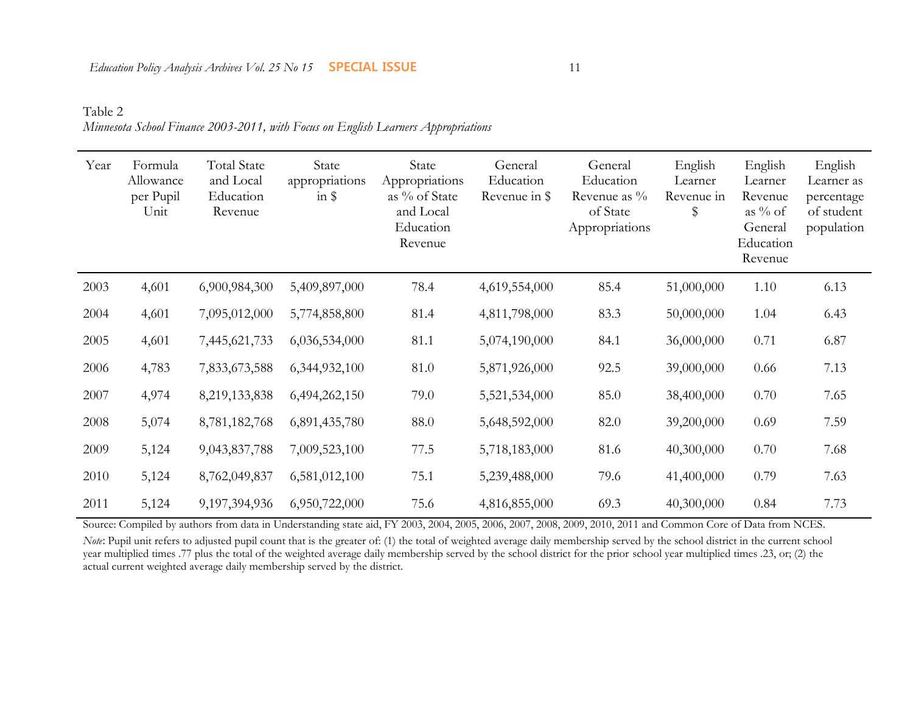Table 2

*Minnesota School Finance 2003-2011, with Focus on English Learners Appropriations*

| Year | Formula Allowance per Pupil Unit | Total State and Local Education Revenue | State appropriations in $ | State Appropriations as % of State and Local Education Revenue | General Education Revenue in $ | General Education Revenue as % of State Appropriations | English Learner Revenue in $ | English Learner Revenue as % of General Education Revenue | English Learner as percentage of student population |
|---|---|---|---|---|---|---|---|---|---|
| 2003 | 4,601 | 6,900,984,300 | 5,409,897,000 | 78.4 | 4,619,554,000 | 85.4 | 51,000,000 | 1.10 | 6.13 |
| 2004 | 4,601 | 7,095,012,000 | 5,774,858,800 | 81.4 | 4,811,798,000 | 83.3 | 50,000,000 | 1.04 | 6.43 |
| 2005 | 4,601 | 7,445,621,733 | 6,036,534,000 | 81.1 | 5,074,190,000 | 84.1 | 36,000,000 | 0.71 | 6.87 |
| 2006 | 4,783 | 7,833,673,588 | 6,344,932,100 | 81.0 | 5,871,926,000 | 92.5 | 39,000,000 | 0.66 | 7.13 |
| 2007 | 4,974 | 8,219,133,838 | 6,494,262,150 | 79.0 | 5,521,534,000 | 85.0 | 38,400,000 | 0.70 | 7.65 |
| 2008 | 5,074 | 8,781,182,768 | 6,891,435,780 | 88.0 | 5,648,592,000 | 82.0 | 39,200,000 | 0.69 | 7.59 |
| 2009 | 5,124 | 9,043,837,788 | 7,009,523,100 | 77.5 | 5,718,183,000 | 81.6 | 40,300,000 | 0.70 | 7.68 |
| 2010 | 5,124 | 8,762,049,837 | 6,581,012,100 | 75.1 | 5,239,488,000 | 79.6 | 41,400,000 | 0.79 | 7.63 |
| 2011 | 5,124 | 9,197,394,936 | 6,950,722,000 | 75.6 | 4,816,855,000 | 69.3 | 40,300,000 | 0.84 | 7.73 |

Source: Compiled by authors from data in Understanding state aid, FY 2003, 2004, 2005, 2006, 2007, 2008, 2009, 2010, 2011 and Common Core of Data from NCES.

*Note*: Pupil unit refers to adjusted pupil count that is the greater of: (1) the total of weighted average daily membership served by the school district in the current school year multiplied times .77 plus the total of the weighted average daily membership served by the school district for the prior school year multiplied times .23, or; (2) the actual current weighted average daily membership served by the district.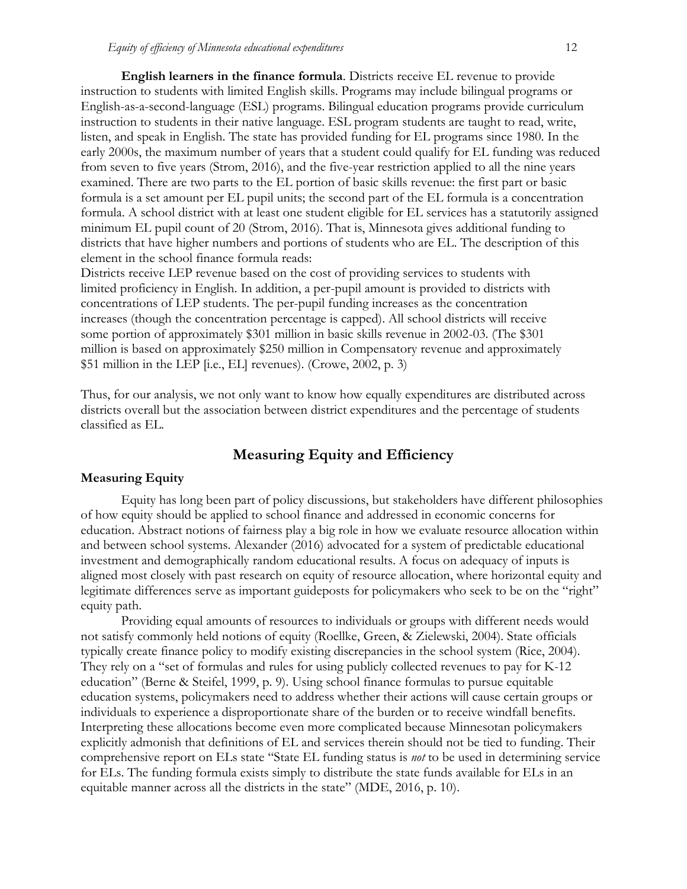**English learners in the finance formula**. Districts receive EL revenue to provide instruction to students with limited English skills. Programs may include bilingual programs or English-as-a-second-language (ESL) programs. Bilingual education programs provide curriculum instruction to students in their native language. ESL program students are taught to read, write, listen, and speak in English. The state has provided funding for EL programs since 1980. In the early 2000s, the maximum number of years that a student could qualify for EL funding was reduced from seven to five years (Strom, 2016), and the five-year restriction applied to all the nine years examined. There are two parts to the EL portion of basic skills revenue: the first part or basic formula is a set amount per EL pupil units; the second part of the EL formula is a concentration formula. A school district with at least one student eligible for EL services has a statutorily assigned minimum EL pupil count of 20 (Strom, 2016). That is, Minnesota gives additional funding to districts that have higher numbers and portions of students who are EL. The description of this element in the school finance formula reads:

> Districts receive LEP revenue based on the cost of providing services to students with limited proficiency in English. In addition, a per-pupil amount is provided to districts with concentrations of LEP students. The per-pupil funding increases as the concentration increases (though the concentration percentage is capped). All school districts will receive some portion of approximately $301 million in basic skills revenue in 2002-03. (The $301 million is based on approximately $250 million in Compensatory revenue and approximately $51 million in the LEP [i.e., EL] revenues). (Crowe, 2002, p. 3)

Thus, for our analysis, we not only want to know how equally expenditures are distributed across districts overall but the association between district expenditures and the percentage of students classified as EL.

## Measuring Equity and Efficiency

### Measuring Equity

Equity has long been part of policy discussions, but stakeholders have different philosophies of how equity should be applied to school finance and addressed in economic concerns for education. Abstract notions of fairness play a big role in how we evaluate resource allocation within and between school systems. Alexander (2016) advocated for a system of predictable educational investment and demographically random educational results. A focus on adequacy of inputs is aligned most closely with past research on equity of resource allocation, where horizontal equity and legitimate differences serve as important guideposts for policymakers who seek to be on the "right" equity path.

Providing equal amounts of resources to individuals or groups with different needs would not satisfy commonly held notions of equity (Roellke, Green, & Zielewski, 2004). State officials typically create finance policy to modify existing discrepancies in the school system (Rice, 2004). They rely on a "set of formulas and rules for using publicly collected revenues to pay for K-12 education" (Berne & Steifel, 1999, p. 9). Using school finance formulas to pursue equitable education systems, policymakers need to address whether their actions will cause certain groups or individuals to experience a disproportionate share of the burden or to receive windfall benefits. Interpreting these allocations become even more complicated because Minnesotan policymakers explicitly admonish that definitions of EL and services therein should not be tied to funding. Their comprehensive report on ELs state "State EL funding status is *not* to be used in determining service for ELs. The funding formula exists simply to distribute the state funds available for ELs in an equitable manner across all the districts in the state" (MDE, 2016, p. 10).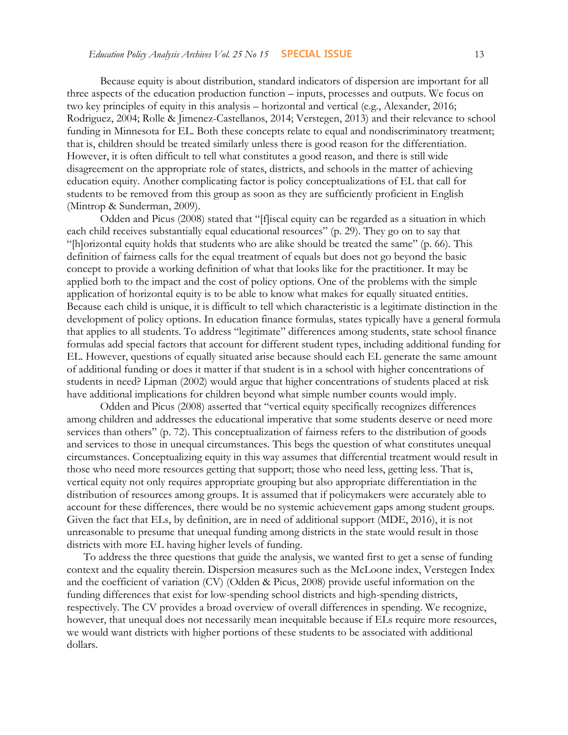Because equity is about distribution, standard indicators of dispersion are important for all three aspects of the education production function – inputs, processes and outputs. We focus on two key principles of equity in this analysis – horizontal and vertical (e.g., Alexander, 2016; Rodriguez, 2004; Rolle & Jimenez-Castellanos, 2014; Verstegen, 2013) and their relevance to school funding in Minnesota for EL. Both these concepts relate to equal and nondiscriminatory treatment; that is, children should be treated similarly unless there is good reason for the differentiation. However, it is often difficult to tell what constitutes a good reason, and there is still wide disagreement on the appropriate role of states, districts, and schools in the matter of achieving education equity. Another complicating factor is policy conceptualizations of EL that call for students to be removed from this group as soon as they are sufficiently proficient in English (Mintrop & Sunderman, 2009).

Odden and Picus (2008) stated that "[f]iscal equity can be regarded as a situation in which each child receives substantially equal educational resources" (p. 29). They go on to say that "[h]orizontal equity holds that students who are alike should be treated the same" (p. 66). This definition of fairness calls for the equal treatment of equals but does not go beyond the basic concept to provide a working definition of what that looks like for the practitioner. It may be applied both to the impact and the cost of policy options. One of the problems with the simple application of horizontal equity is to be able to know what makes for equally situated entities. Because each child is unique, it is difficult to tell which characteristic is a legitimate distinction in the development of policy options. In education finance formulas, states typically have a general formula that applies to all students. To address "legitimate" differences among students, state school finance formulas add special factors that account for different student types, including additional funding for EL. However, questions of equally situated arise because should each EL generate the same amount of additional funding or does it matter if that student is in a school with higher concentrations of students in need? Lipman (2002) would argue that higher concentrations of students placed at risk have additional implications for children beyond what simple number counts would imply.

Odden and Picus (2008) asserted that "vertical equity specifically recognizes differences among children and addresses the educational imperative that some students deserve or need more services than others" (p. 72). This conceptualization of fairness refers to the distribution of goods and services to those in unequal circumstances. This begs the question of what constitutes unequal circumstances. Conceptualizing equity in this way assumes that differential treatment would result in those who need more resources getting that support; those who need less, getting less. That is, vertical equity not only requires appropriate grouping but also appropriate differentiation in the distribution of resources among groups. It is assumed that if policymakers were accurately able to account for these differences, there would be no systemic achievement gaps among student groups. Given the fact that ELs, by definition, are in need of additional support (MDE, 2016), it is not unreasonable to presume that unequal funding among districts in the state would result in those districts with more EL having higher levels of funding.

To address the three questions that guide the analysis, we wanted first to get a sense of funding context and the equality therein. Dispersion measures such as the McLoone index, Verstegen Index and the coefficient of variation (CV) (Odden & Picus, 2008) provide useful information on the funding differences that exist for low-spending school districts and high-spending districts, respectively. The CV provides a broad overview of overall differences in spending. We recognize, however, that unequal does not necessarily mean inequitable because if ELs require more resources, we would want districts with higher portions of these students to be associated with additional dollars.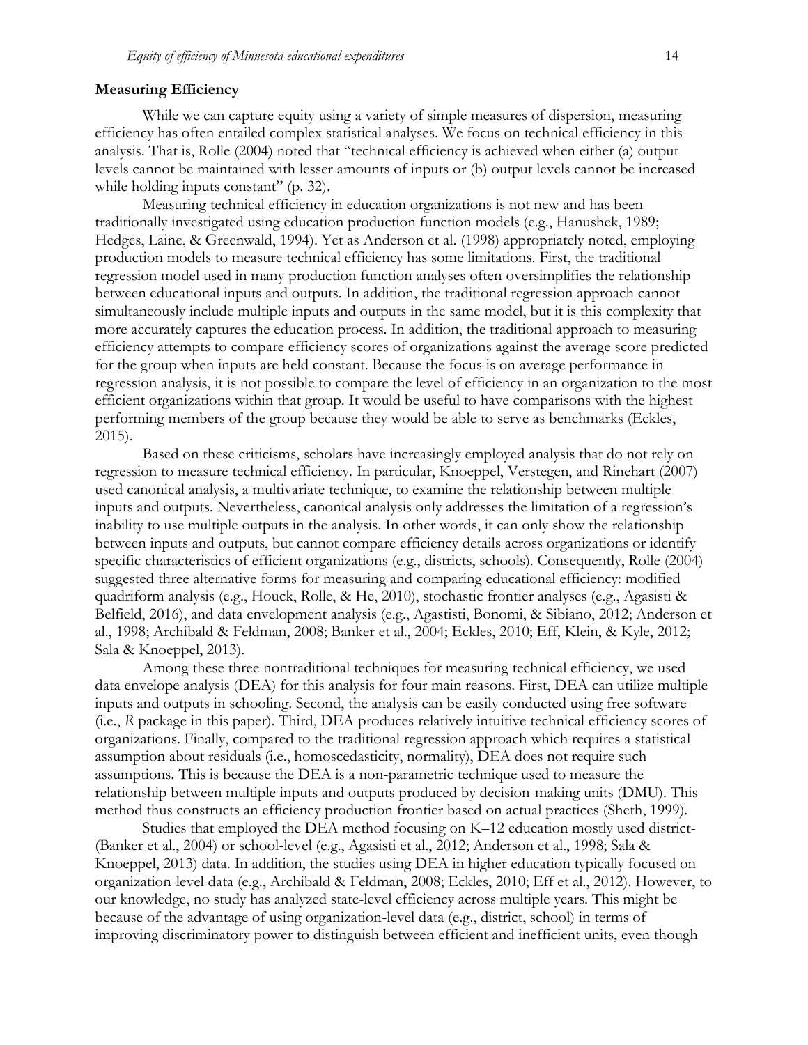**Measuring Efficiency**

While we can capture equity using a variety of simple measures of dispersion, measuring efficiency has often entailed complex statistical analyses. We focus on technical efficiency in this analysis. That is, Rolle (2004) noted that "technical efficiency is achieved when either (a) output levels cannot be maintained with lesser amounts of inputs or (b) output levels cannot be increased while holding inputs constant" (p. 32).

Measuring technical efficiency in education organizations is not new and has been traditionally investigated using education production function models (e.g., Hanushek, 1989; Hedges, Laine, & Greenwald, 1994). Yet as Anderson et al. (1998) appropriately noted, employing production models to measure technical efficiency has some limitations. First, the traditional regression model used in many production function analyses often oversimplifies the relationship between educational inputs and outputs. In addition, the traditional regression approach cannot simultaneously include multiple inputs and outputs in the same model, but it is this complexity that more accurately captures the education process. In addition, the traditional approach to measuring efficiency attempts to compare efficiency scores of organizations against the average score predicted for the group when inputs are held constant. Because the focus is on average performance in regression analysis, it is not possible to compare the level of efficiency in an organization to the most efficient organizations within that group. It would be useful to have comparisons with the highest performing members of the group because they would be able to serve as benchmarks (Eckles, 2015).

Based on these criticisms, scholars have increasingly employed analysis that do not rely on regression to measure technical efficiency. In particular, Knoeppel, Verstegen, and Rinehart (2007) used canonical analysis, a multivariate technique, to examine the relationship between multiple inputs and outputs. Nevertheless, canonical analysis only addresses the limitation of a regression's inability to use multiple outputs in the analysis. In other words, it can only show the relationship between inputs and outputs, but cannot compare efficiency details across organizations or identify specific characteristics of efficient organizations (e.g., districts, schools). Consequently, Rolle (2004) suggested three alternative forms for measuring and comparing educational efficiency: modified quadriform analysis (e.g., Houck, Rolle, & He, 2010), stochastic frontier analyses (e.g., Agasisti & Belfield, 2016), and data envelopment analysis (e.g., Agastisti, Bonomi, & Sibiano, 2012; Anderson et al., 1998; Archibald & Feldman, 2008; Banker et al., 2004; Eckles, 2010; Eff, Klein, & Kyle, 2012; Sala & Knoeppel, 2013).

Among these three nontraditional techniques for measuring technical efficiency, we used data envelope analysis (DEA) for this analysis for four main reasons. First, DEA can utilize multiple inputs and outputs in schooling. Second, the analysis can be easily conducted using free software (i.e., *R* package in this paper). Third, DEA produces relatively intuitive technical efficiency scores of organizations. Finally, compared to the traditional regression approach which requires a statistical assumption about residuals (i.e., homoscedasticity, normality), DEA does not require such assumptions. This is because the DEA is a non-parametric technique used to measure the relationship between multiple inputs and outputs produced by decision-making units (DMU). This method thus constructs an efficiency production frontier based on actual practices (Sheth, 1999).

Studies that employed the DEA method focusing on K–12 education mostly used district- (Banker et al., 2004) or school-level (e.g., Agasisti et al., 2012; Anderson et al., 1998; Sala & Knoeppel, 2013) data. In addition, the studies using DEA in higher education typically focused on organization-level data (e.g., Archibald & Feldman, 2008; Eckles, 2010; Eff et al., 2012). However, to our knowledge, no study has analyzed state-level efficiency across multiple years. This might be because of the advantage of using organization-level data (e.g., district, school) in terms of improving discriminatory power to distinguish between efficient and inefficient units, even though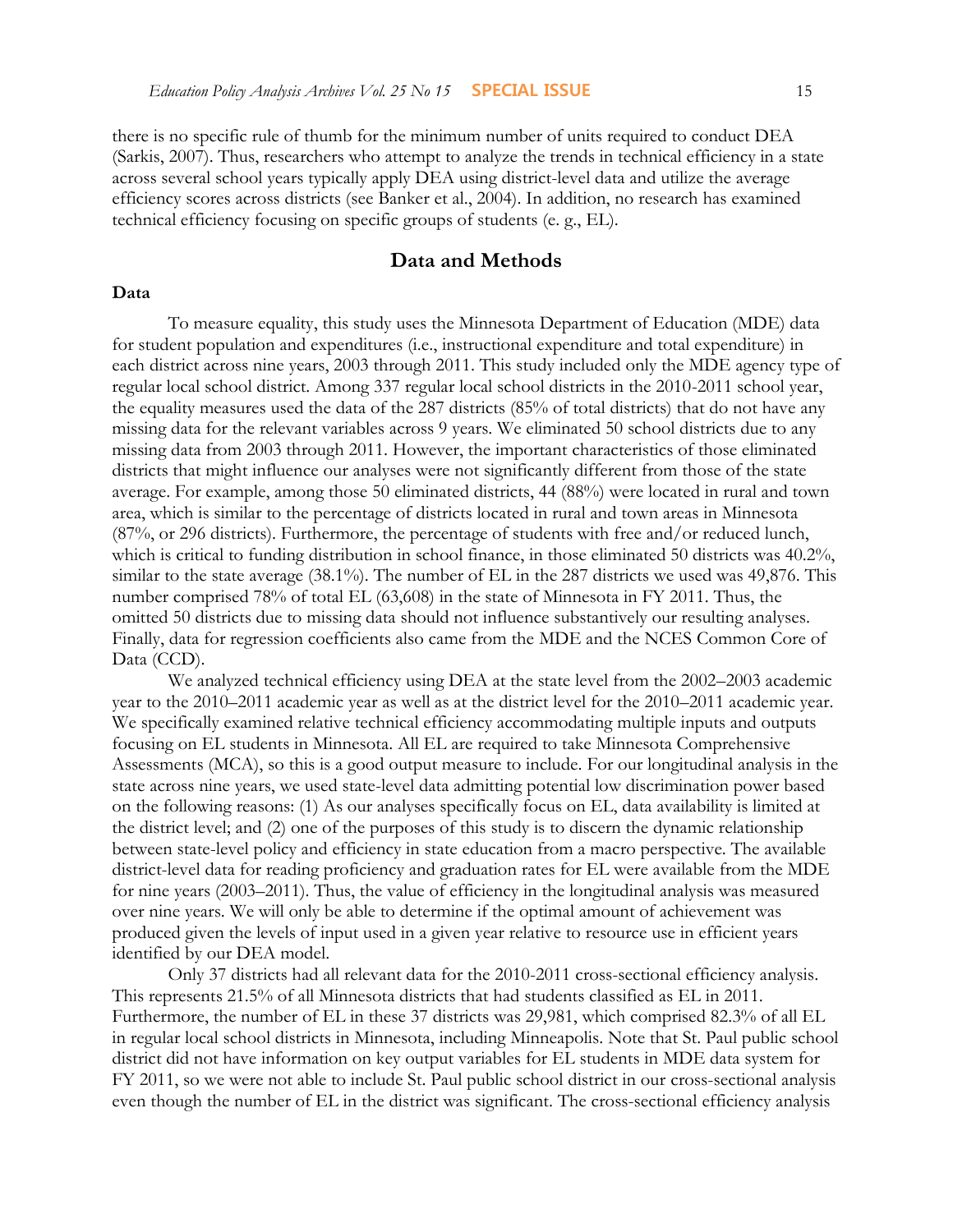there is no specific rule of thumb for the minimum number of units required to conduct DEA (Sarkis, 2007). Thus, researchers who attempt to analyze the trends in technical efficiency in a state across several school years typically apply DEA using district-level data and utilize the average efficiency scores across districts (see Banker et al., 2004). In addition, no research has examined technical efficiency focusing on specific groups of students (e. g., EL).

## Data and Methods

### Data

To measure equality, this study uses the Minnesota Department of Education (MDE) data for student population and expenditures (i.e., instructional expenditure and total expenditure) in each district across nine years, 2003 through 2011. This study included only the MDE agency type of regular local school district. Among 337 regular local school districts in the 2010-2011 school year, the equality measures used the data of the 287 districts (85% of total districts) that do not have any missing data for the relevant variables across 9 years. We eliminated 50 school districts due to any missing data from 2003 through 2011. However, the important characteristics of those eliminated districts that might influence our analyses were not significantly different from those of the state average. For example, among those 50 eliminated districts, 44 (88%) were located in rural and town area, which is similar to the percentage of districts located in rural and town areas in Minnesota (87%, or 296 districts). Furthermore, the percentage of students with free and/or reduced lunch, which is critical to funding distribution in school finance, in those eliminated 50 districts was 40.2%, similar to the state average (38.1%). The number of EL in the 287 districts we used was 49,876. This number comprised 78% of total EL (63,608) in the state of Minnesota in FY 2011. Thus, the omitted 50 districts due to missing data should not influence substantively our resulting analyses. Finally, data for regression coefficients also came from the MDE and the NCES Common Core of Data (CCD).

We analyzed technical efficiency using DEA at the state level from the 2002–2003 academic year to the 2010–2011 academic year as well as at the district level for the 2010–2011 academic year. We specifically examined relative technical efficiency accommodating multiple inputs and outputs focusing on EL students in Minnesota. All EL are required to take Minnesota Comprehensive Assessments (MCA), so this is a good output measure to include. For our longitudinal analysis in the state across nine years, we used state-level data admitting potential low discrimination power based on the following reasons: (1) As our analyses specifically focus on EL, data availability is limited at the district level; and (2) one of the purposes of this study is to discern the dynamic relationship between state-level policy and efficiency in state education from a macro perspective. The available district-level data for reading proficiency and graduation rates for EL were available from the MDE for nine years (2003–2011). Thus, the value of efficiency in the longitudinal analysis was measured over nine years. We will only be able to determine if the optimal amount of achievement was produced given the levels of input used in a given year relative to resource use in efficient years identified by our DEA model.

Only 37 districts had all relevant data for the 2010-2011 cross-sectional efficiency analysis. This represents 21.5% of all Minnesota districts that had students classified as EL in 2011. Furthermore, the number of EL in these 37 districts was 29,981, which comprised 82.3% of all EL in regular local school districts in Minnesota, including Minneapolis. Note that St. Paul public school district did not have information on key output variables for EL students in MDE data system for FY 2011, so we were not able to include St. Paul public school district in our cross-sectional analysis even though the number of EL in the district was significant. The cross-sectional efficiency analysis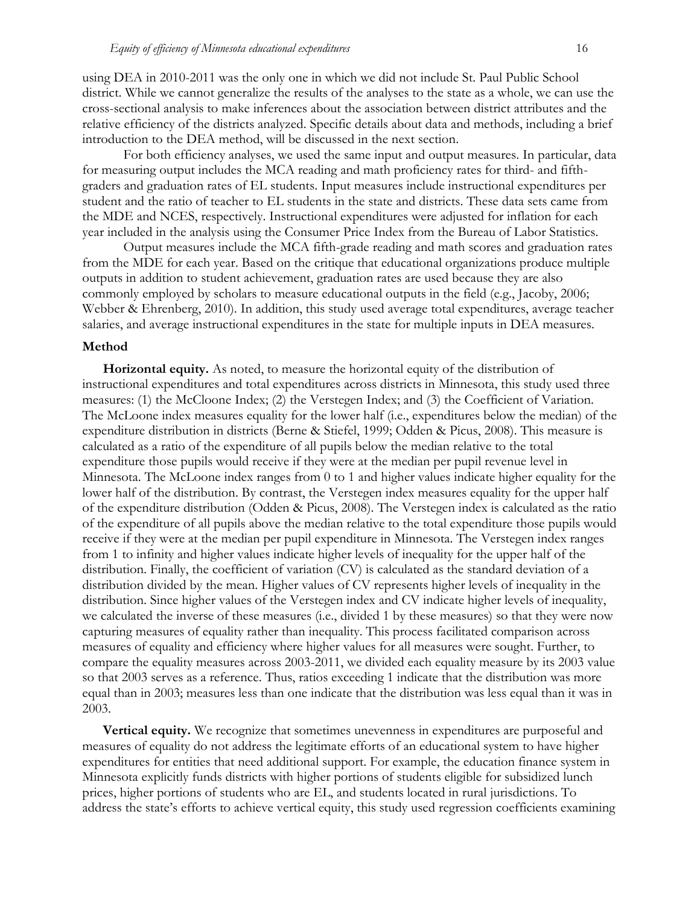using DEA in 2010-2011 was the only one in which we did not include St. Paul Public School district. While we cannot generalize the results of the analyses to the state as a whole, we can use the cross-sectional analysis to make inferences about the association between district attributes and the relative efficiency of the districts analyzed. Specific details about data and methods, including a brief introduction to the DEA method, will be discussed in the next section.

For both efficiency analyses, we used the same input and output measures. In particular, data for measuring output includes the MCA reading and math proficiency rates for third- and fifth-graders and graduation rates of EL students. Input measures include instructional expenditures per student and the ratio of teacher to EL students in the state and districts. These data sets came from the MDE and NCES, respectively. Instructional expenditures were adjusted for inflation for each year included in the analysis using the Consumer Price Index from the Bureau of Labor Statistics.

Output measures include the MCA fifth-grade reading and math scores and graduation rates from the MDE for each year. Based on the critique that educational organizations produce multiple outputs in addition to student achievement, graduation rates are used because they are also commonly employed by scholars to measure educational outputs in the field (e.g., Jacoby, 2006; Webber & Ehrenberg, 2010). In addition, this study used average total expenditures, average teacher salaries, and average instructional expenditures in the state for multiple inputs in DEA measures.

## Method

**Horizontal equity.** As noted, to measure the horizontal equity of the distribution of instructional expenditures and total expenditures across districts in Minnesota, this study used three measures: (1) the McCloone Index; (2) the Verstegen Index; and (3) the Coefficient of Variation. The McLoone index measures equality for the lower half (i.e., expenditures below the median) of the expenditure distribution in districts (Berne & Stiefel, 1999; Odden & Picus, 2008). This measure is calculated as a ratio of the expenditure of all pupils below the median relative to the total expenditure those pupils would receive if they were at the median per pupil revenue level in Minnesota. The McLoone index ranges from 0 to 1 and higher values indicate higher equality for the lower half of the distribution. By contrast, the Verstegen index measures equality for the upper half of the expenditure distribution (Odden & Picus, 2008). The Verstegen index is calculated as the ratio of the expenditure of all pupils above the median relative to the total expenditure those pupils would receive if they were at the median per pupil expenditure in Minnesota. The Verstegen index ranges from 1 to infinity and higher values indicate higher levels of inequality for the upper half of the distribution. Finally, the coefficient of variation (CV) is calculated as the standard deviation of a distribution divided by the mean. Higher values of CV represents higher levels of inequality in the distribution. Since higher values of the Verstegen index and CV indicate higher levels of inequality, we calculated the inverse of these measures (i.e., divided 1 by these measures) so that they were now capturing measures of equality rather than inequality. This process facilitated comparison across measures of equality and efficiency where higher values for all measures were sought. Further, to compare the equality measures across 2003-2011, we divided each equality measure by its 2003 value so that 2003 serves as a reference. Thus, ratios exceeding 1 indicate that the distribution was more equal than in 2003; measures less than one indicate that the distribution was less equal than it was in 2003.

**Vertical equity.** We recognize that sometimes unevenness in expenditures are purposeful and measures of equality do not address the legitimate efforts of an educational system to have higher expenditures for entities that need additional support. For example, the education finance system in Minnesota explicitly funds districts with higher portions of students eligible for subsidized lunch prices, higher portions of students who are EL, and students located in rural jurisdictions. To address the state's efforts to achieve vertical equity, this study used regression coefficients examining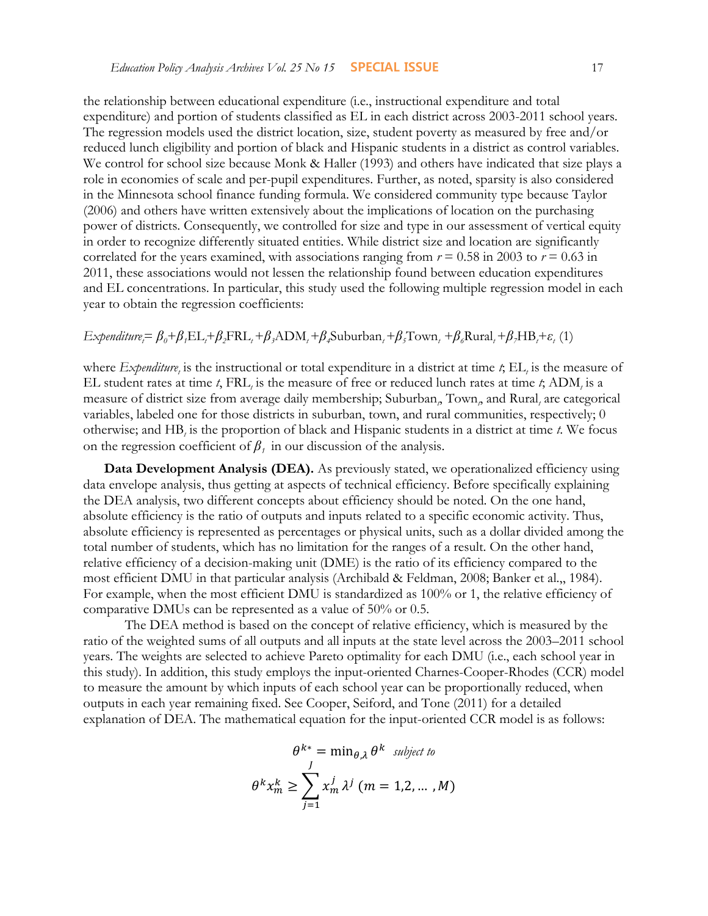the relationship between educational expenditure (i.e., instructional expenditure and total expenditure) and portion of students classified as EL in each district across 2003-2011 school years. The regression models used the district location, size, student poverty as measured by free and/or reduced lunch eligibility and portion of black and Hispanic students in a district as control variables. We control for school size because Monk & Haller (1993) and others have indicated that size plays a role in economies of scale and per-pupil expenditures. Further, as noted, sparsity is also considered in the Minnesota school finance funding formula. We considered community type because Taylor (2006) and others have written extensively about the implications of location on the purchasing power of districts. Consequently, we controlled for size and type in our assessment of vertical equity in order to recognize differently situated entities. While district size and location are significantly correlated for the years examined, with associations ranging from $r = 0.58$ in 2003 to $r = 0.63$ in 2011, these associations would not lessen the relationship found between education expenditures and EL concentrations. In particular, this study used the following multiple regression model in each year to obtain the regression coefficients:

$$Expenditure_t = \beta_0 + \beta_1 \text{EL}_t + \beta_2 \text{FRL}_t + \beta_3 \text{ADM}_t + \beta_4 \text{Suburban}_t + \beta_5 \text{Town}_t + \beta_6 \text{Rural}_t + \beta_7 \text{HB}_t + \varepsilon_t \quad (1)$$

where $Expenditure_t$ is the instructional or total expenditure in a district at time $t$; $\text{EL}_t$ is the measure of EL student rates at time $t$, $\text{FRL}_t$ is the measure of free or reduced lunch rates at time $t$; $\text{ADM}_t$ is a measure of district size from average daily membership; $\text{Suburban}_t$, $\text{Town}_t$, and $\text{Rural}_t$ are categorical variables, labeled one for those districts in suburban, town, and rural communities, respectively; 0 otherwise; and $\text{HB}_t$ is the proportion of black and Hispanic students in a district at time $t$. We focus on the regression coefficient of $\beta_1$ in our discussion of the analysis.

**Data Development Analysis (DEA).** As previously stated, we operationalized efficiency using data envelope analysis, thus getting at aspects of technical efficiency. Before specifically explaining the DEA analysis, two different concepts about efficiency should be noted. On the one hand, absolute efficiency is the ratio of outputs and inputs related to a specific economic activity. Thus, absolute efficiency is represented as percentages or physical units, such as a dollar divided among the total number of students, which has no limitation for the ranges of a result. On the other hand, relative efficiency of a decision-making unit (DME) is the ratio of its efficiency compared to the most efficient DMU in that particular analysis (Archibald & Feldman, 2008; Banker et al.,, 1984). For example, when the most efficient DMU is standardized as 100% or 1, the relative efficiency of comparative DMUs can be represented as a value of 50% or 0.5.

The DEA method is based on the concept of relative efficiency, which is measured by the ratio of the weighted sums of all outputs and all inputs at the state level across the 2003–2011 school years. The weights are selected to achieve Pareto optimality for each DMU (i.e., each school year in this study). In addition, this study employs the input-oriented Charnes-Cooper-Rhodes (CCR) model to measure the amount by which inputs of each school year can be proportionally reduced, when outputs in each year remaining fixed. See Cooper, Seiford, and Tone (2011) for a detailed explanation of DEA. The mathematical equation for the input-oriented CCR model is as follows:

$$\theta^{k*} = \min_{\theta,\lambda} \theta^k \quad \textit{subject to}$$

$$\theta^k x_m^k \geq \sum_{j=1}^{J} x_m^j \lambda^j \; (m = 1,2,\ldots,M)$$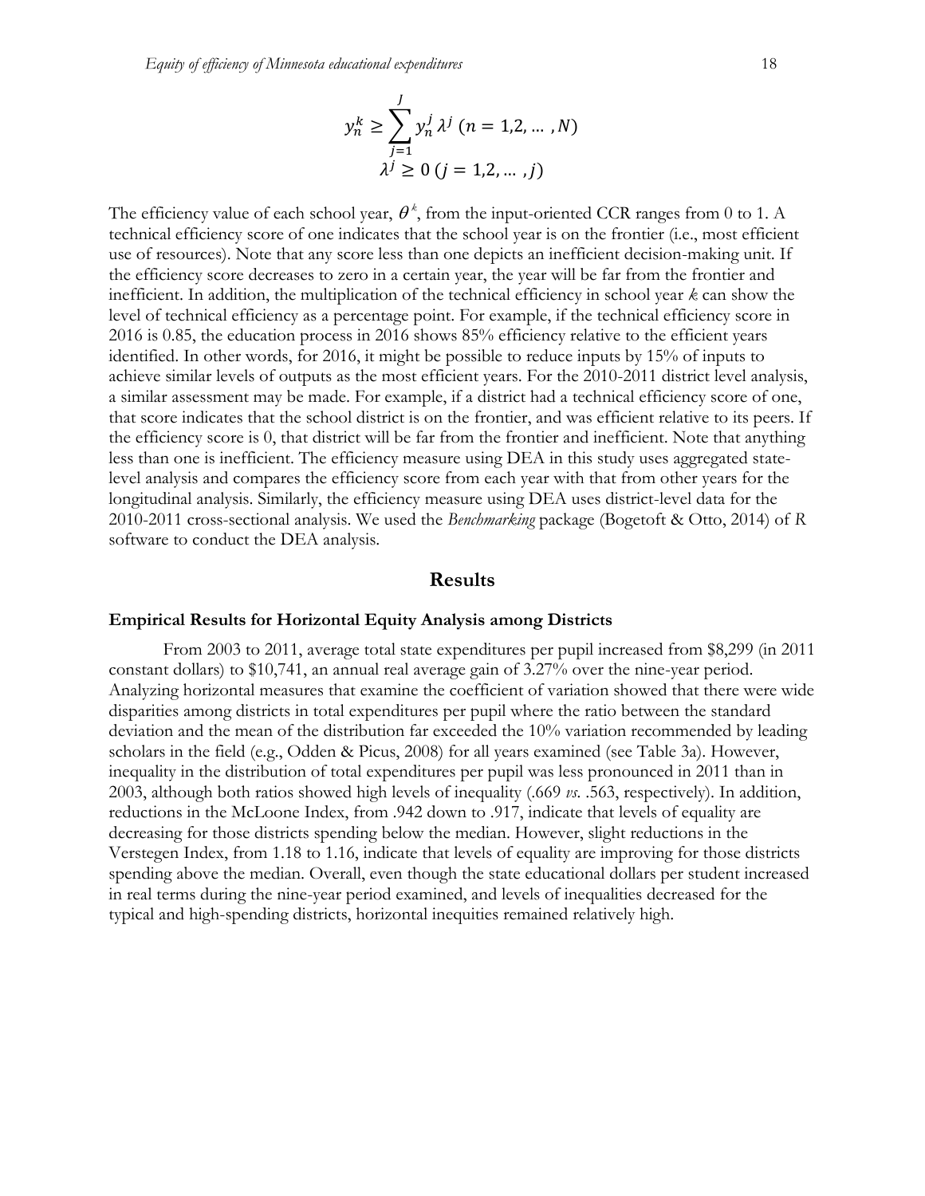$$y_n^k \geq \sum_{j=1}^{J} y_n^j \lambda^j \ (n = 1,2, \dots, N)$$

$$\lambda^j \geq 0 \ (j = 1,2, \dots, j)$$

The efficiency value of each school year, $\theta^k$, from the input-oriented CCR ranges from 0 to 1. A technical efficiency score of one indicates that the school year is on the frontier (i.e., most efficient use of resources). Note that any score less than one depicts an inefficient decision-making unit. If the efficiency score decreases to zero in a certain year, the year will be far from the frontier and inefficient. In addition, the multiplication of the technical efficiency in school year *k* can show the level of technical efficiency as a percentage point. For example, if the technical efficiency score in 2016 is 0.85, the education process in 2016 shows 85% efficiency relative to the efficient years identified. In other words, for 2016, it might be possible to reduce inputs by 15% of inputs to achieve similar levels of outputs as the most efficient years. For the 2010-2011 district level analysis, a similar assessment may be made. For example, if a district had a technical efficiency score of one, that score indicates that the school district is on the frontier, and was efficient relative to its peers. If the efficiency score is 0, that district will be far from the frontier and inefficient. Note that anything less than one is inefficient. The efficiency measure using DEA in this study uses aggregated state-level analysis and compares the efficiency score from each year with that from other years for the longitudinal analysis. Similarly, the efficiency measure using DEA uses district-level data for the 2010-2011 cross-sectional analysis. We used the *Benchmarking* package (Bogetoft & Otto, 2014) of R software to conduct the DEA analysis.

## Results

### Empirical Results for Horizontal Equity Analysis among Districts

From 2003 to 2011, average total state expenditures per pupil increased from $8,299 (in 2011 constant dollars) to $10,741, an annual real average gain of 3.27% over the nine-year period. Analyzing horizontal measures that examine the coefficient of variation showed that there were wide disparities among districts in total expenditures per pupil where the ratio between the standard deviation and the mean of the distribution far exceeded the 10% variation recommended by leading scholars in the field (e.g., Odden & Picus, 2008) for all years examined (see Table 3a). However, inequality in the distribution of total expenditures per pupil was less pronounced in 2011 than in 2003, although both ratios showed high levels of inequality (.669 *vs.* .563, respectively). In addition, reductions in the McLoone Index, from .942 down to .917, indicate that levels of equality are decreasing for those districts spending below the median. However, slight reductions in the Verstegen Index, from 1.18 to 1.16, indicate that levels of equality are improving for those districts spending above the median. Overall, even though the state educational dollars per student increased in real terms during the nine-year period examined, and levels of inequalities decreased for the typical and high-spending districts, horizontal inequities remained relatively high.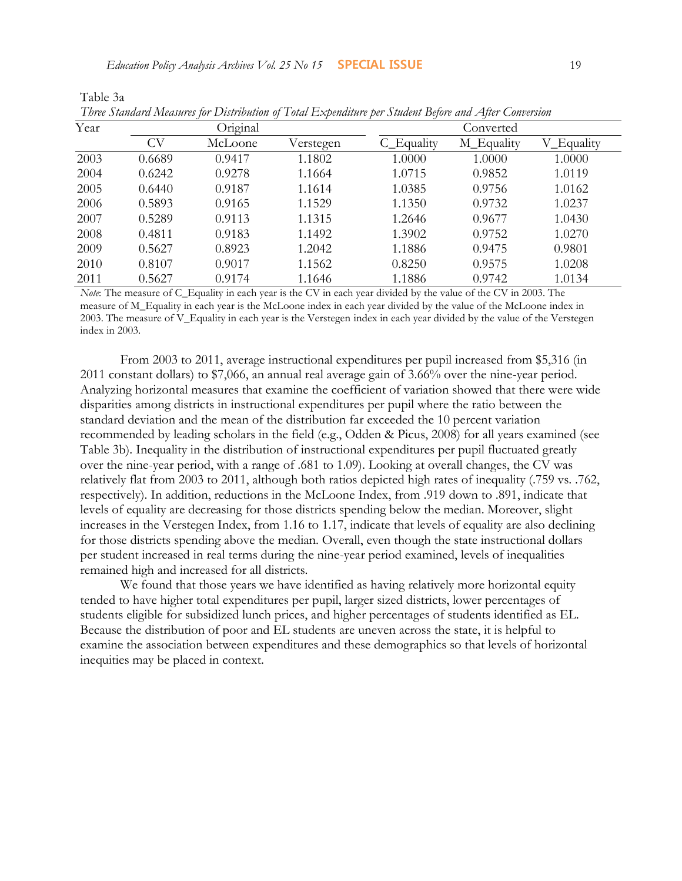Table 3a

*Three Standard Measures for Distribution of Total Expenditure per Student Before and After Conversion*

| Year | Original | | | Converted | | |
|---|---|---|---|---|---|---|
| | CV | McLoone | Verstegen | C_Equality | M_Equality | V_Equality |
| 2003 | 0.6689 | 0.9417 | 1.1802 | 1.0000 | 1.0000 | 1.0000 |
| 2004 | 0.6242 | 0.9278 | 1.1664 | 1.0715 | 0.9852 | 1.0119 |
| 2005 | 0.6440 | 0.9187 | 1.1614 | 1.0385 | 0.9756 | 1.0162 |
| 2006 | 0.5893 | 0.9165 | 1.1529 | 1.1350 | 0.9732 | 1.0237 |
| 2007 | 0.5289 | 0.9113 | 1.1315 | 1.2646 | 0.9677 | 1.0430 |
| 2008 | 0.4811 | 0.9183 | 1.1492 | 1.3902 | 0.9752 | 1.0270 |
| 2009 | 0.5627 | 0.8923 | 1.2042 | 1.1886 | 0.9475 | 0.9801 |
| 2010 | 0.8107 | 0.9017 | 1.1562 | 0.8250 | 0.9575 | 1.0208 |
| 2011 | 0.5627 | 0.9174 | 1.1646 | 1.1886 | 0.9742 | 1.0134 |

*Note*: The measure of C_Equality in each year is the CV in each year divided by the value of the CV in 2003. The measure of M_Equality in each year is the McLoone index in each year divided by the value of the McLoone index in 2003. The measure of V_Equality in each year is the Verstegen index in each year divided by the value of the Verstegen index in 2003.

From 2003 to 2011, average instructional expenditures per pupil increased from $5,316 (in 2011 constant dollars) to $7,066, an annual real average gain of 3.66% over the nine-year period. Analyzing horizontal measures that examine the coefficient of variation showed that there were wide disparities among districts in instructional expenditures per pupil where the ratio between the standard deviation and the mean of the distribution far exceeded the 10 percent variation recommended by leading scholars in the field (e.g., Odden & Picus, 2008) for all years examined (see Table 3b). Inequality in the distribution of instructional expenditures per pupil fluctuated greatly over the nine-year period, with a range of .681 to 1.09). Looking at overall changes, the CV was relatively flat from 2003 to 2011, although both ratios depicted high rates of inequality (.759 vs. .762, respectively). In addition, reductions in the McLoone Index, from .919 down to .891, indicate that levels of equality are decreasing for those districts spending below the median. Moreover, slight increases in the Verstegen Index, from 1.16 to 1.17, indicate that levels of equality are also declining for those districts spending above the median. Overall, even though the state instructional dollars per student increased in real terms during the nine-year period examined, levels of inequalities remained high and increased for all districts.

We found that those years we have identified as having relatively more horizontal equity tended to have higher total expenditures per pupil, larger sized districts, lower percentages of students eligible for subsidized lunch prices, and higher percentages of students identified as EL. Because the distribution of poor and EL students are uneven across the state, it is helpful to examine the association between expenditures and these demographics so that levels of horizontal inequities may be placed in context.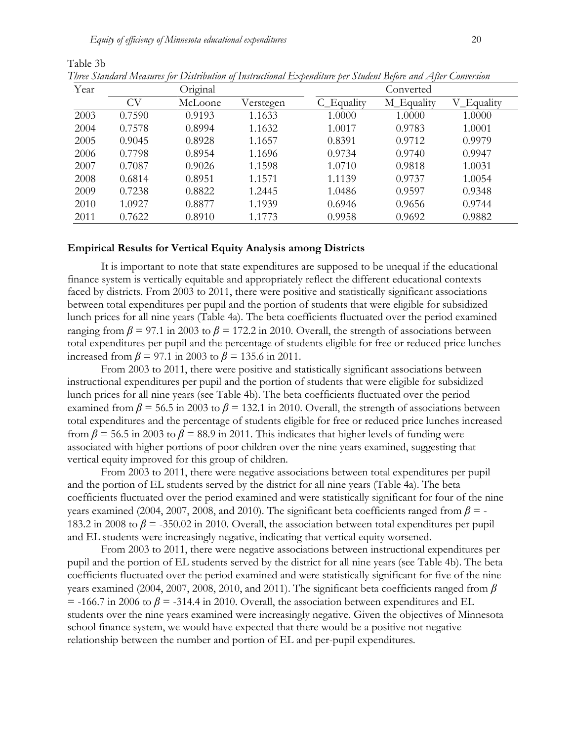Table 3b

*Three Standard Measures for Distribution of Instructional Expenditure per Student Before and After Conversion*

| Year | Original | | | Converted | | |
|---|---|---|---|---|---|---|
| | CV | McLoone | Verstegen | C_Equality | M_Equality | V_Equality |
| 2003 | 0.7590 | 0.9193 | 1.1633 | 1.0000 | 1.0000 | 1.0000 |
| 2004 | 0.7578 | 0.8994 | 1.1632 | 1.0017 | 0.9783 | 1.0001 |
| 2005 | 0.9045 | 0.8928 | 1.1657 | 0.8391 | 0.9712 | 0.9979 |
| 2006 | 0.7798 | 0.8954 | 1.1696 | 0.9734 | 0.9740 | 0.9947 |
| 2007 | 0.7087 | 0.9026 | 1.1598 | 1.0710 | 0.9818 | 1.0031 |
| 2008 | 0.6814 | 0.8951 | 1.1571 | 1.1139 | 0.9737 | 1.0054 |
| 2009 | 0.7238 | 0.8822 | 1.2445 | 1.0486 | 0.9597 | 0.9348 |
| 2010 | 1.0927 | 0.8877 | 1.1939 | 0.6946 | 0.9656 | 0.9744 |
| 2011 | 0.7622 | 0.8910 | 1.1773 | 0.9958 | 0.9692 | 0.9882 |

### Empirical Results for Vertical Equity Analysis among Districts

It is important to note that state expenditures are supposed to be unequal if the educational finance system is vertically equitable and appropriately reflect the different educational contexts faced by districts. From 2003 to 2011, there were positive and statistically significant associations between total expenditures per pupil and the portion of students that were eligible for subsidized lunch prices for all nine years (Table 4a). The beta coefficients fluctuated over the period examined ranging from $\beta = 97.1$ in 2003 to $\beta = 172.2$ in 2010. Overall, the strength of associations between total expenditures per pupil and the percentage of students eligible for free or reduced price lunches increased from $\beta = 97.1$ in 2003 to $\beta = 135.6$ in 2011.

From 2003 to 2011, there were positive and statistically significant associations between instructional expenditures per pupil and the portion of students that were eligible for subsidized lunch prices for all nine years (see Table 4b). The beta coefficients fluctuated over the period examined from $\beta = 56.5$ in 2003 to $\beta = 132.1$ in 2010. Overall, the strength of associations between total expenditures and the percentage of students eligible for free or reduced price lunches increased from $\beta = 56.5$ in 2003 to $\beta = 88.9$ in 2011. This indicates that higher levels of funding were associated with higher portions of poor children over the nine years examined, suggesting that vertical equity improved for this group of children.

From 2003 to 2011, there were negative associations between total expenditures per pupil and the portion of EL students served by the district for all nine years (Table 4a). The beta coefficients fluctuated over the period examined and were statistically significant for four of the nine years examined (2004, 2007, 2008, and 2010). The significant beta coefficients ranged from $\beta = -183.2$ in 2008 to $\beta = -350.02$ in 2010. Overall, the association between total expenditures per pupil and EL students were increasingly negative, indicating that vertical equity worsened.

From 2003 to 2011, there were negative associations between instructional expenditures per pupil and the portion of EL students served by the district for all nine years (see Table 4b). The beta coefficients fluctuated over the period examined and were statistically significant for five of the nine years examined (2004, 2007, 2008, 2010, and 2011). The significant beta coefficients ranged from $\beta = -166.7$ in 2006 to $\beta = -314.4$ in 2010. Overall, the association between expenditures and EL students over the nine years examined were increasingly negative. Given the objectives of Minnesota school finance system, we would have expected that there would be a positive not negative relationship between the number and portion of EL and per-pupil expenditures.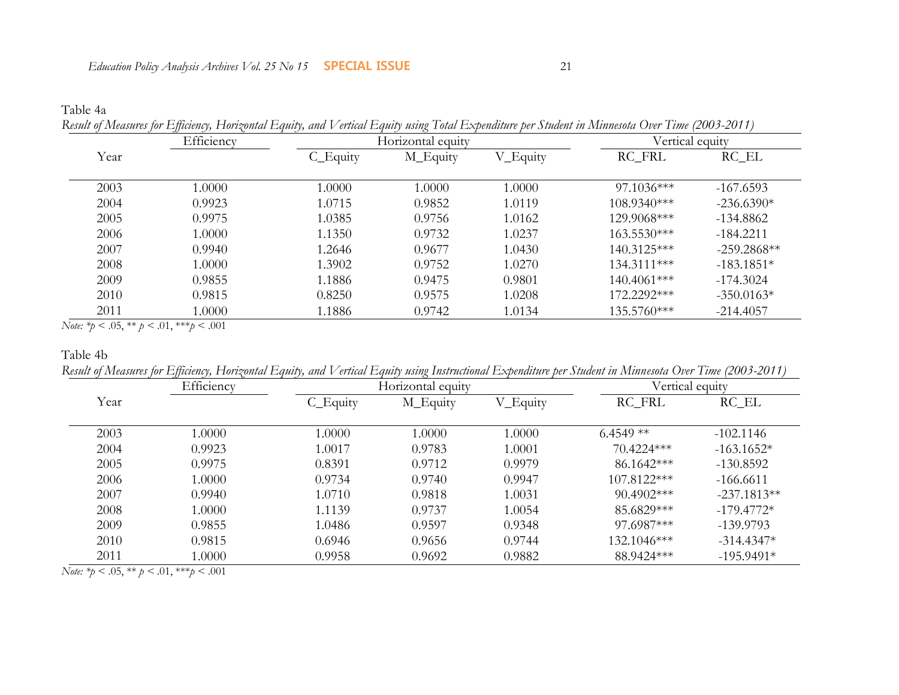Table 4a

*Result of Measures for Efficiency, Horizontal Equity, and Vertical Equity using Total Expenditure per Student in Minnesota Over Time (2003-2011)*

| Year | Efficiency | Horizontal equity | | | Vertical equity | |
|---|---|---|---|---|---|---|
| | | C_Equity | M_Equity | V_Equity | RC_FRL | RC_EL |
| 2003 | 1.0000 | 1.0000 | 1.0000 | 1.0000 | 97.1036*** | -167.6593 |
| 2004 | 0.9923 | 1.0715 | 0.9852 | 1.0119 | 108.9340*** | -236.6390* |
| 2005 | 0.9975 | 1.0385 | 0.9756 | 1.0162 | 129.9068*** | -134.8862 |
| 2006 | 1.0000 | 1.1350 | 0.9732 | 1.0237 | 163.5530*** | -184.2211 |
| 2007 | 0.9940 | 1.2646 | 0.9677 | 1.0430 | 140.3125*** | -259.2868** |
| 2008 | 1.0000 | 1.3902 | 0.9752 | 1.0270 | 134.3111*** | -183.1851* |
| 2009 | 0.9855 | 1.1886 | 0.9475 | 0.9801 | 140.4061*** | -174.3024 |
| 2010 | 0.9815 | 0.8250 | 0.9575 | 1.0208 | 172.2292*** | -350.0163* |
| 2011 | 1.0000 | 1.1886 | 0.9742 | 1.0134 | 135.5760*** | -214.4057 |

*Note:* *$p < .05$, ** $p < .01$, ***$p < .001$

Table 4b

*Result of Measures for Efficiency, Horizontal Equity, and Vertical Equity using Instructional Expenditure per Student in Minnesota Over Time (2003-2011)*

| Year | Efficiency | Horizontal equity | | | Vertical equity | |
|---|---|---|---|---|---|---|
| | | C_Equity | M_Equity | V_Equity | RC_FRL | RC_EL |
| 2003 | 1.0000 | 1.0000 | 1.0000 | 1.0000 | 6.4549 ** | -102.1146 |
| 2004 | 0.9923 | 1.0017 | 0.9783 | 1.0001 | 70.4224*** | -163.1652* |
| 2005 | 0.9975 | 0.8391 | 0.9712 | 0.9979 | 86.1642*** | -130.8592 |
| 2006 | 1.0000 | 0.9734 | 0.9740 | 0.9947 | 107.8122*** | -166.6611 |
| 2007 | 0.9940 | 1.0710 | 0.9818 | 1.0031 | 90.4902*** | -237.1813** |
| 2008 | 1.0000 | 1.1139 | 0.9737 | 1.0054 | 85.6829*** | -179.4772* |
| 2009 | 0.9855 | 1.0486 | 0.9597 | 0.9348 | 97.6987*** | -139.9793 |
| 2010 | 0.9815 | 0.6946 | 0.9656 | 0.9744 | 132.1046*** | -314.4347* |
| 2011 | 1.0000 | 0.9958 | 0.9692 | 0.9882 | 88.9424*** | -195.9491* |

*Note:* *$p < .05$, ** $p < .01$, ***$p < .001$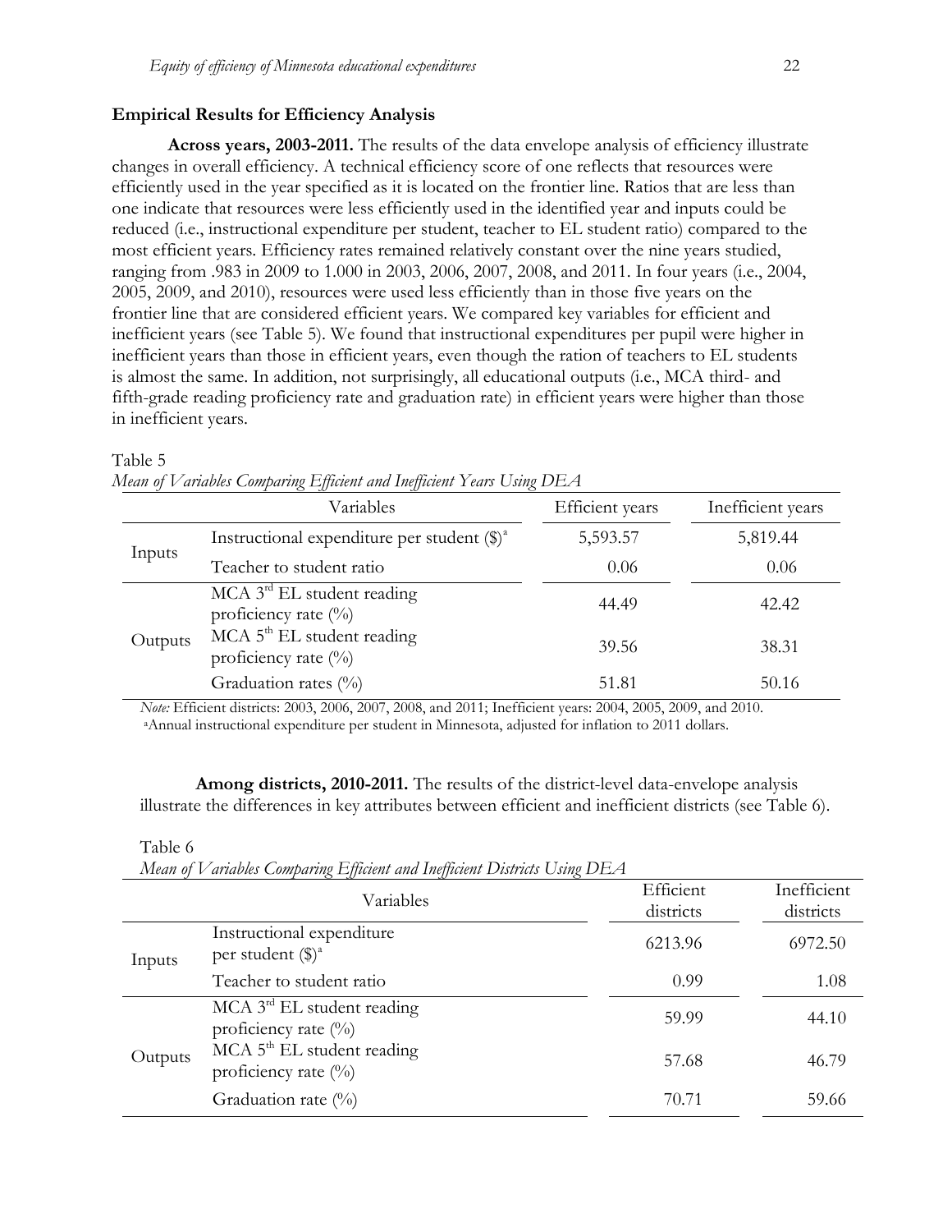### Empirical Results for Efficiency Analysis

**Across years, 2003-2011.** The results of the data envelope analysis of efficiency illustrate changes in overall efficiency. A technical efficiency score of one reflects that resources were efficiently used in the year specified as it is located on the frontier line. Ratios that are less than one indicate that resources were less efficiently used in the identified year and inputs could be reduced (i.e., instructional expenditure per student, teacher to EL student ratio) compared to the most efficient years. Efficiency rates remained relatively constant over the nine years studied, ranging from .983 in 2009 to 1.000 in 2003, 2006, 2007, 2008, and 2011. In four years (i.e., 2004, 2005, 2009, and 2010), resources were used less efficiently than in those five years on the frontier line that are considered efficient years. We compared key variables for efficient and inefficient years (see Table 5). We found that instructional expenditures per pupil were higher in inefficient years than those in efficient years, even though the ration of teachers to EL students is almost the same. In addition, not surprisingly, all educational outputs (i.e., MCA third- and fifth-grade reading proficiency rate and graduation rate) in efficient years were higher than those in inefficient years.

Table 5

*Mean of Variables Comparing Efficient and Inefficient Years Using DEA*

| | Variables | Efficient years | Inefficient years |
|---|---|---|---|
| Inputs | Instructional expenditure per student ($)[a] | 5,593.57 | 5,819.44 |
| | Teacher to student ratio | 0.06 | 0.06 |
| Outputs | MCA 3rd EL student reading proficiency rate (%) | 44.49 | 42.42 |
| | MCA 5th EL student reading proficiency rate (%) | 39.56 | 38.31 |
| | Graduation rates (%) | 51.81 | 50.16 |

*Note:* Efficient districts: 2003, 2006, 2007, 2008, and 2011; Inefficient years: 2004, 2005, 2009, and 2010.
[a]Annual instructional expenditure per student in Minnesota, adjusted for inflation to 2011 dollars.

**Among districts, 2010-2011.** The results of the district-level data-envelope analysis illustrate the differences in key attributes between efficient and inefficient districts (see Table 6).

Table 6

*Mean of Variables Comparing Efficient and Inefficient Districts Using DEA*

| | Variables | Efficient districts | Inefficient districts |
|---|---|---|---|
| Inputs | Instructional expenditure per student ($)[a] | 6213.96 | 6972.50 |
| | Teacher to student ratio | 0.99 | 1.08 |
| Outputs | MCA 3rd EL student reading proficiency rate (%) | 59.99 | 44.10 |
| | MCA 5th EL student reading proficiency rate (%) | 57.68 | 46.79 |
| | Graduation rate (%) | 70.71 | 59.66 |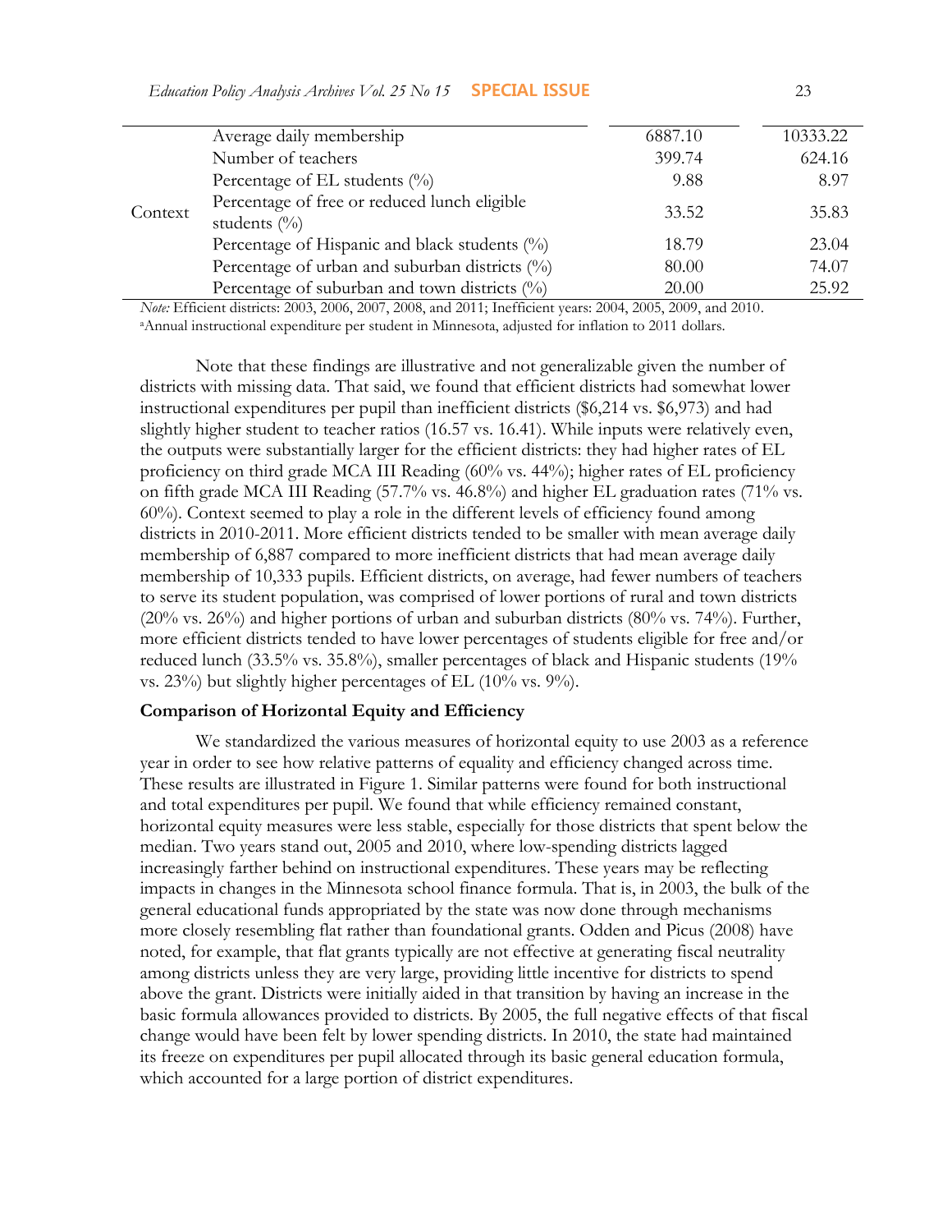| | | | |
|---|---|---|---|
| Context | Average daily membership | 6887.10 | 10333.22 |
| | Number of teachers | 399.74 | 624.16 |
| | Percentage of EL students (%) | 9.88 | 8.97 |
| | Percentage of free or reduced lunch eligible students (%) | 33.52 | 35.83 |
| | Percentage of Hispanic and black students (%) | 18.79 | 23.04 |
| | Percentage of urban and suburban districts (%) | 80.00 | 74.07 |
| | Percentage of suburban and town districts (%) | 20.00 | 25.92 |

*Note:* Efficient districts: 2003, 2006, 2007, 2008, and 2011; Inefficient years: 2004, 2005, 2009, and 2010.
[a]Annual instructional expenditure per student in Minnesota, adjusted for inflation to 2011 dollars.

Note that these findings are illustrative and not generalizable given the number of districts with missing data. That said, we found that efficient districts had somewhat lower instructional expenditures per pupil than inefficient districts ($6,214 vs. $6,973) and had slightly higher student to teacher ratios (16.57 vs. 16.41). While inputs were relatively even, the outputs were substantially larger for the efficient districts: they had higher rates of EL proficiency on third grade MCA III Reading (60% vs. 44%); higher rates of EL proficiency on fifth grade MCA III Reading (57.7% vs. 46.8%) and higher EL graduation rates (71% vs. 60%). Context seemed to play a role in the different levels of efficiency found among districts in 2010-2011. More efficient districts tended to be smaller with mean average daily membership of 6,887 compared to more inefficient districts that had mean average daily membership of 10,333 pupils. Efficient districts, on average, had fewer numbers of teachers to serve its student population, was comprised of lower portions of rural and town districts (20% vs. 26%) and higher portions of urban and suburban districts (80% vs. 74%). Further, more efficient districts tended to have lower percentages of students eligible for free and/or reduced lunch (33.5% vs. 35.8%), smaller percentages of black and Hispanic students (19% vs. 23%) but slightly higher percentages of EL (10% vs. 9%).

### Comparison of Horizontal Equity and Efficiency

We standardized the various measures of horizontal equity to use 2003 as a reference year in order to see how relative patterns of equality and efficiency changed across time. These results are illustrated in Figure 1. Similar patterns were found for both instructional and total expenditures per pupil. We found that while efficiency remained constant, horizontal equity measures were less stable, especially for those districts that spent below the median. Two years stand out, 2005 and 2010, where low-spending districts lagged increasingly farther behind on instructional expenditures. These years may be reflecting impacts in changes in the Minnesota school finance formula. That is, in 2003, the bulk of the general educational funds appropriated by the state was now done through mechanisms more closely resembling flat rather than foundational grants. Odden and Picus (2008) have noted, for example, that flat grants typically are not effective at generating fiscal neutrality among districts unless they are very large, providing little incentive for districts to spend above the grant. Districts were initially aided in that transition by having an increase in the basic formula allowances provided to districts. By 2005, the full negative effects of that fiscal change would have been felt by lower spending districts. In 2010, the state had maintained its freeze on expenditures per pupil allocated through its basic general education formula, which accounted for a large portion of district expenditures.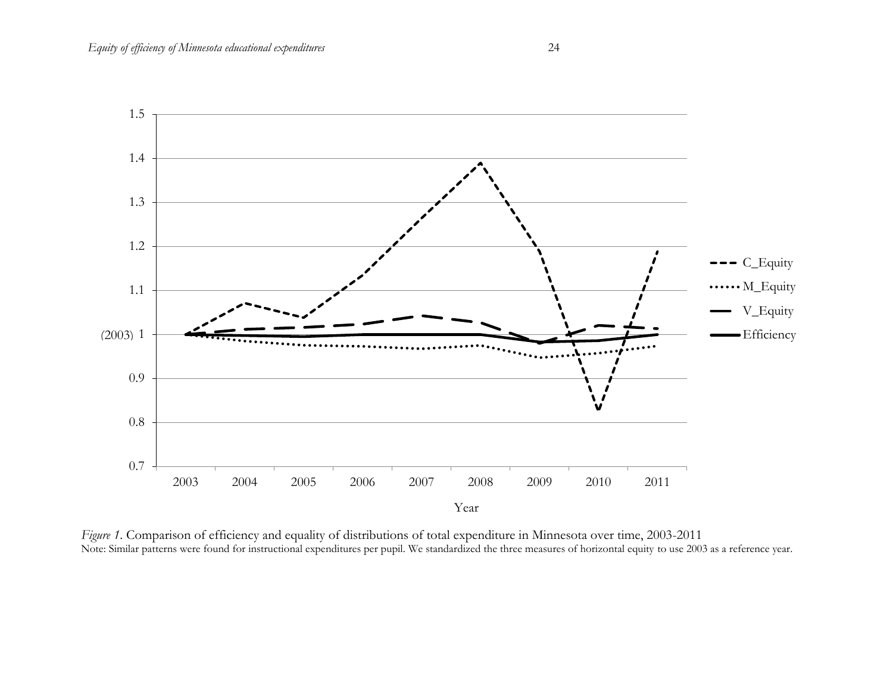*Figure 1*. Comparison of efficiency and equality of distributions of total expenditure in Minnesota over time, 2003-2011
Note: Similar patterns were found for instructional expenditures per pupil. We standardized the three measures of horizontal equity to use 2003 as a reference year.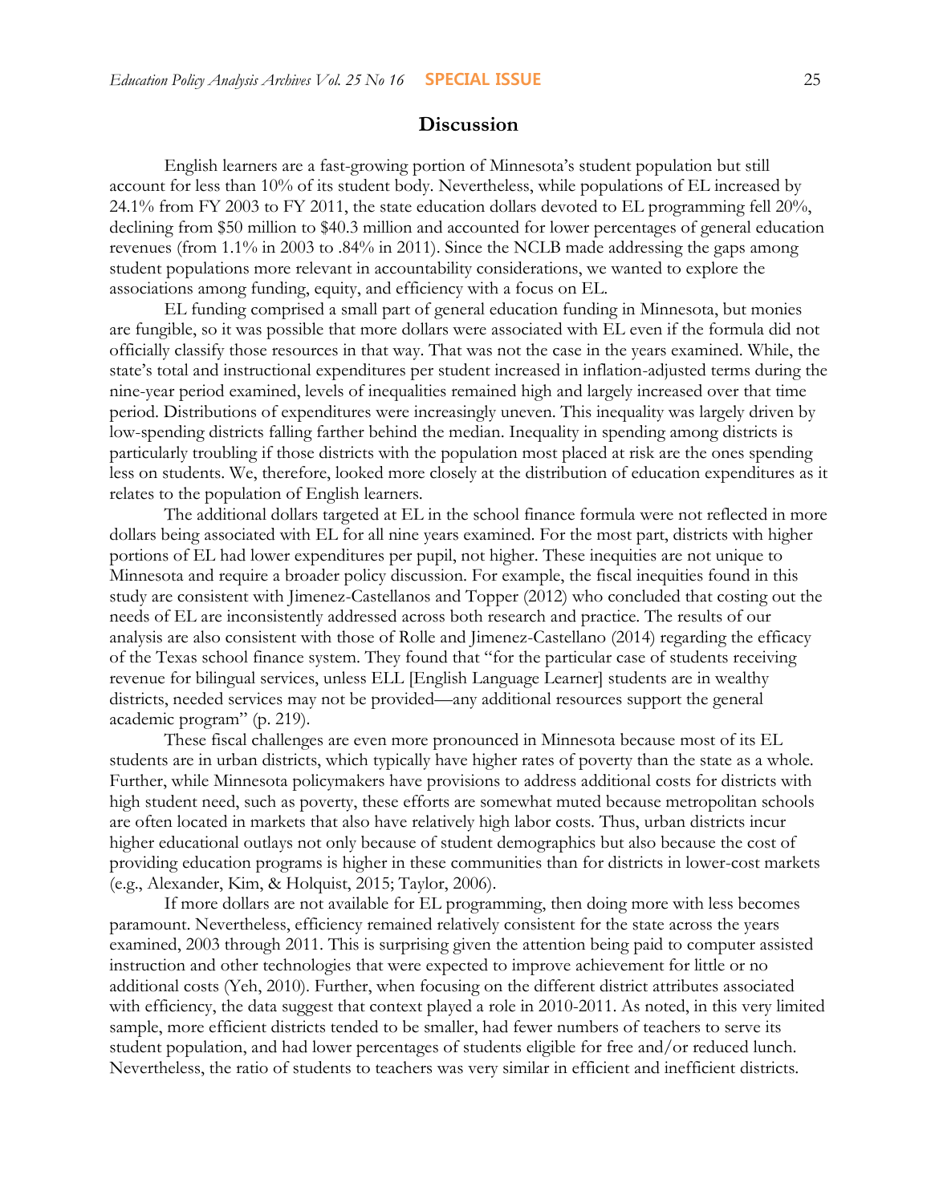## Discussion

English learners are a fast-growing portion of Minnesota's student population but still account for less than 10% of its student body. Nevertheless, while populations of EL increased by 24.1% from FY 2003 to FY 2011, the state education dollars devoted to EL programming fell 20%, declining from $50 million to $40.3 million and accounted for lower percentages of general education revenues (from 1.1% in 2003 to .84% in 2011). Since the NCLB made addressing the gaps among student populations more relevant in accountability considerations, we wanted to explore the associations among funding, equity, and efficiency with a focus on EL.

EL funding comprised a small part of general education funding in Minnesota, but monies are fungible, so it was possible that more dollars were associated with EL even if the formula did not officially classify those resources in that way. That was not the case in the years examined. While, the state's total and instructional expenditures per student increased in inflation-adjusted terms during the nine-year period examined, levels of inequalities remained high and largely increased over that time period. Distributions of expenditures were increasingly uneven. This inequality was largely driven by low-spending districts falling farther behind the median. Inequality in spending among districts is particularly troubling if those districts with the population most placed at risk are the ones spending less on students. We, therefore, looked more closely at the distribution of education expenditures as it relates to the population of English learners.

The additional dollars targeted at EL in the school finance formula were not reflected in more dollars being associated with EL for all nine years examined. For the most part, districts with higher portions of EL had lower expenditures per pupil, not higher. These inequities are not unique to Minnesota and require a broader policy discussion. For example, the fiscal inequities found in this study are consistent with Jimenez-Castellanos and Topper (2012) who concluded that costing out the needs of EL are inconsistently addressed across both research and practice. The results of our analysis are also consistent with those of Rolle and Jimenez-Castellano (2014) regarding the efficacy of the Texas school finance system. They found that "for the particular case of students receiving revenue for bilingual services, unless ELL [English Language Learner] students are in wealthy districts, needed services may not be provided—any additional resources support the general academic program" (p. 219).

These fiscal challenges are even more pronounced in Minnesota because most of its EL students are in urban districts, which typically have higher rates of poverty than the state as a whole. Further, while Minnesota policymakers have provisions to address additional costs for districts with high student need, such as poverty, these efforts are somewhat muted because metropolitan schools are often located in markets that also have relatively high labor costs. Thus, urban districts incur higher educational outlays not only because of student demographics but also because the cost of providing education programs is higher in these communities than for districts in lower-cost markets (e.g., Alexander, Kim, & Holquist, 2015; Taylor, 2006).

If more dollars are not available for EL programming, then doing more with less becomes paramount. Nevertheless, efficiency remained relatively consistent for the state across the years examined, 2003 through 2011. This is surprising given the attention being paid to computer assisted instruction and other technologies that were expected to improve achievement for little or no additional costs (Yeh, 2010). Further, when focusing on the different district attributes associated with efficiency, the data suggest that context played a role in 2010-2011. As noted, in this very limited sample, more efficient districts tended to be smaller, had fewer numbers of teachers to serve its student population, and had lower percentages of students eligible for free and/or reduced lunch. Nevertheless, the ratio of students to teachers was very similar in efficient and inefficient districts.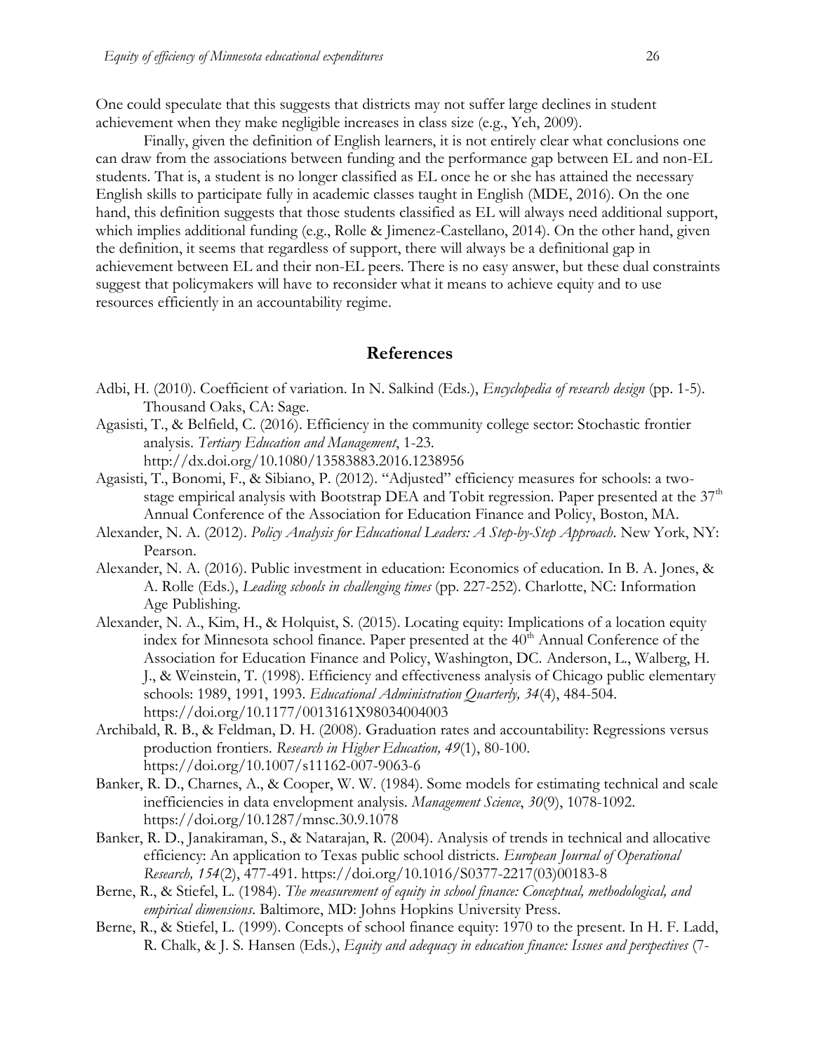One could speculate that this suggests that districts may not suffer large declines in student achievement when they make negligible increases in class size (e.g., Yeh, 2009).

Finally, given the definition of English learners, it is not entirely clear what conclusions one can draw from the associations between funding and the performance gap between EL and non-EL students. That is, a student is no longer classified as EL once he or she has attained the necessary English skills to participate fully in academic classes taught in English (MDE, 2016). On the one hand, this definition suggests that those students classified as EL will always need additional support, which implies additional funding (e.g., Rolle & Jimenez-Castellano, 2014). On the other hand, given the definition, it seems that regardless of support, there will always be a definitional gap in achievement between EL and their non-EL peers. There is no easy answer, but these dual constraints suggest that policymakers will have to reconsider what it means to achieve equity and to use resources efficiently in an accountability regime.

## References

Adbi, H. (2010). Coefficient of variation. In N. Salkind (Eds.), *Encyclopedia of research design* (pp. 1-5). Thousand Oaks, CA: Sage.

Agasisti, T., & Belfield, C. (2016). Efficiency in the community college sector: Stochastic frontier analysis. *Tertiary Education and Management*, 1-23. http://dx.doi.org/10.1080/13583883.2016.1238956

Agasisti, T., Bonomi, F., & Sibiano, P. (2012). "Adjusted" efficiency measures for schools: a two-stage empirical analysis with Bootstrap DEA and Tobit regression. Paper presented at the 37th Annual Conference of the Association for Education Finance and Policy, Boston, MA.

Alexander, N. A. (2012). *Policy Analysis for Educational Leaders: A Step-by-Step Approach*. New York, NY: Pearson.

Alexander, N. A. (2016). Public investment in education: Economics of education. In B. A. Jones, & A. Rolle (Eds.), *Leading schools in challenging times* (pp. 227-252). Charlotte, NC: Information Age Publishing.

Alexander, N. A., Kim, H., & Holquist, S. (2015). Locating equity: Implications of a location equity index for Minnesota school finance. Paper presented at the 40th Annual Conference of the Association for Education Finance and Policy, Washington, DC. Anderson, L., Walberg, H. J., & Weinstein, T. (1998). Efficiency and effectiveness analysis of Chicago public elementary schools: 1989, 1991, 1993. *Educational Administration Quarterly, 34*(4), 484-504. https://doi.org/10.1177/0013161X98034004003

Archibald, R. B., & Feldman, D. H. (2008). Graduation rates and accountability: Regressions versus production frontiers. *Research in Higher Education, 49*(1), 80-100. https://doi.org/10.1007/s11162-007-9063-6

Banker, R. D., Charnes, A., & Cooper, W. W. (1984). Some models for estimating technical and scale inefficiencies in data envelopment analysis. *Management Science*, *30*(9), 1078-1092. https://doi.org/10.1287/mnsc.30.9.1078

Banker, R. D., Janakiraman, S., & Natarajan, R. (2004). Analysis of trends in technical and allocative efficiency: An application to Texas public school districts. *European Journal of Operational Research, 154*(2), 477-491. https://doi.org/10.1016/S0377-2217(03)00183-8

Berne, R., & Stiefel, L. (1984). *The measurement of equity in school finance: Conceptual, methodological, and empirical dimensions*. Baltimore, MD: Johns Hopkins University Press.

Berne, R., & Stiefel, L. (1999). Concepts of school finance equity: 1970 to the present. In H. F. Ladd, R. Chalk, & J. S. Hansen (Eds.), *Equity and adequacy in education finance: Issues and perspectives* (7-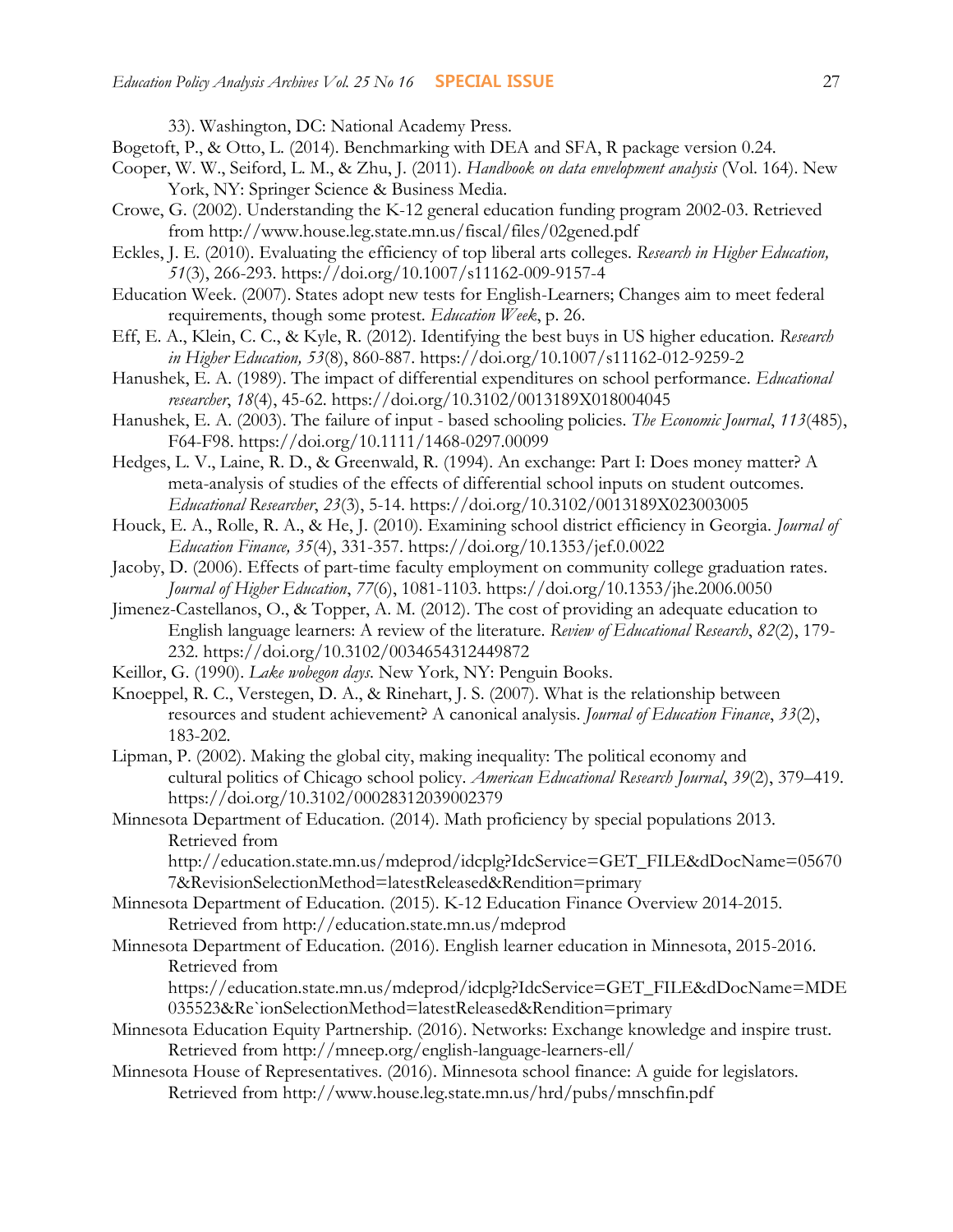33). Washington, DC: National Academy Press.

Bogetoft, P., & Otto, L. (2014). Benchmarking with DEA and SFA, R package version 0.24.

Cooper, W. W., Seiford, L. M., & Zhu, J. (2011). *Handbook on data envelopment analysis* (Vol. 164). New York, NY: Springer Science & Business Media.

Crowe, G. (2002). Understanding the K-12 general education funding program 2002-03. Retrieved from http://www.house.leg.state.mn.us/fiscal/files/02gened.pdf

Eckles, J. E. (2010). Evaluating the efficiency of top liberal arts colleges. *Research in Higher Education, 51*(3), 266-293. https://doi.org/10.1007/s11162-009-9157-4

Education Week. (2007). States adopt new tests for English-Learners; Changes aim to meet federal requirements, though some protest. *Education Week*, p. 26.

Eff, E. A., Klein, C. C., & Kyle, R. (2012). Identifying the best buys in US higher education. *Research in Higher Education, 53*(8), 860-887. https://doi.org/10.1007/s11162-012-9259-2

Hanushek, E. A. (1989). The impact of differential expenditures on school performance. *Educational researcher*, *18*(4), 45-62. https://doi.org/10.3102/0013189X018004045

Hanushek, E. A. (2003). The failure of input - based schooling policies. *The Economic Journal*, *113*(485), F64-F98. https://doi.org/10.1111/1468-0297.00099

Hedges, L. V., Laine, R. D., & Greenwald, R. (1994). An exchange: Part I: Does money matter? A meta-analysis of studies of the effects of differential school inputs on student outcomes. *Educational Researcher*, *23*(3), 5-14. https://doi.org/10.3102/0013189X023003005

Houck, E. A., Rolle, R. A., & He, J. (2010). Examining school district efficiency in Georgia. *Journal of Education Finance, 35*(4), 331-357. https://doi.org/10.1353/jef.0.0022

Jacoby, D. (2006). Effects of part-time faculty employment on community college graduation rates. *Journal of Higher Education*, *77*(6), 1081-1103. https://doi.org/10.1353/jhe.2006.0050

Jimenez-Castellanos, O., & Topper, A. M. (2012). The cost of providing an adequate education to English language learners: A review of the literature. *Review of Educational Research*, *82*(2), 179-232. https://doi.org/10.3102/0034654312449872

Keillor, G. (1990). *Lake wobegon days*. New York, NY: Penguin Books.

Knoeppel, R. C., Verstegen, D. A., & Rinehart, J. S. (2007). What is the relationship between resources and student achievement? A canonical analysis. *Journal of Education Finance*, *33*(2), 183-202.

Lipman, P. (2002). Making the global city, making inequality: The political economy and cultural politics of Chicago school policy. *American Educational Research Journal*, *39*(2), 379–419. https://doi.org/10.3102/00028312039002379

Minnesota Department of Education. (2014). Math proficiency by special populations 2013. Retrieved from http://education.state.mn.us/mdeprod/idcplg?IdcService=GET_FILE&dDocName=056707&RevisionSelectionMethod=latestReleased&Rendition=primary

Minnesota Department of Education. (2015). K-12 Education Finance Overview 2014-2015. Retrieved from http://education.state.mn.us/mdeprod

Minnesota Department of Education. (2016). English learner education in Minnesota, 2015-2016. Retrieved from https://education.state.mn.us/mdeprod/idcplg?IdcService=GET_FILE&dDocName=MDE035523&Re`ionSelectionMethod=latestReleased&Rendition=primary

Minnesota Education Equity Partnership. (2016). Networks: Exchange knowledge and inspire trust. Retrieved from http://mneep.org/english-language-learners-ell/

Minnesota House of Representatives. (2016). Minnesota school finance: A guide for legislators. Retrieved from http://www.house.leg.state.mn.us/hrd/pubs/mnschfin.pdf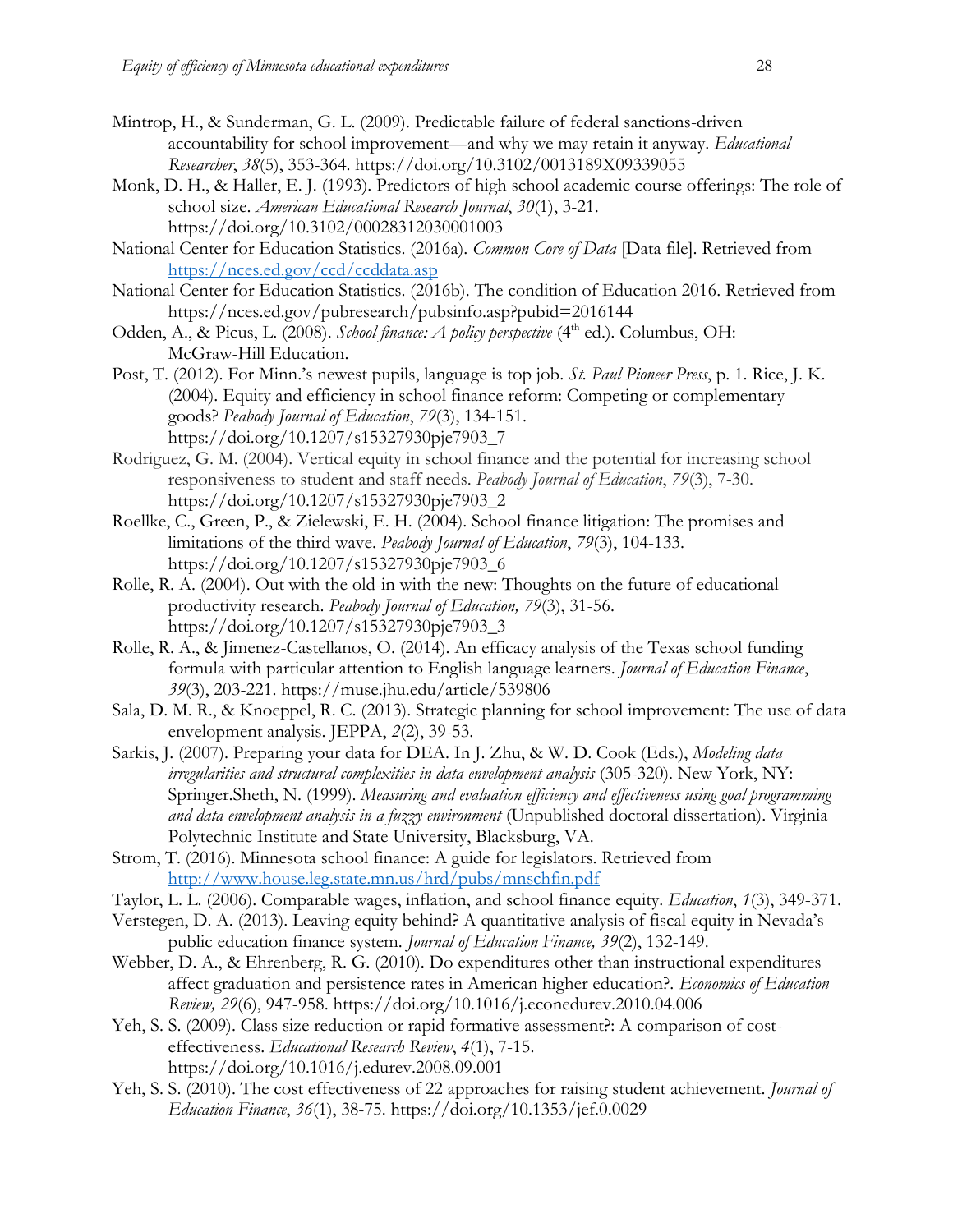Mintrop, H., & Sunderman, G. L. (2009). Predictable failure of federal sanctions-driven accountability for school improvement—and why we may retain it anyway. *Educational Researcher*, *38*(5), 353-364. https://doi.org/10.3102/0013189X09339055

Monk, D. H., & Haller, E. J. (1993). Predictors of high school academic course offerings: The role of school size. *American Educational Research Journal*, *30*(1), 3-21. https://doi.org/10.3102/00028312030001003

National Center for Education Statistics. (2016a). *Common Core of Data* [Data file]. Retrieved from https://nces.ed.gov/ccd/ccddata.asp

National Center for Education Statistics. (2016b). The condition of Education 2016. Retrieved from https://nces.ed.gov/pubresearch/pubsinfo.asp?pubid=2016144

Odden, A., & Picus, L. (2008). *School finance: A policy perspective* (4th ed.). Columbus, OH: McGraw-Hill Education.

Post, T. (2012). For Minn.'s newest pupils, language is top job. *St. Paul Pioneer Press*, p. 1. Rice, J. K. (2004). Equity and efficiency in school finance reform: Competing or complementary goods? *Peabody Journal of Education*, *79*(3), 134-151. https://doi.org/10.1207/s15327930pje7903_7

Rodriguez, G. M. (2004). Vertical equity in school finance and the potential for increasing school responsiveness to student and staff needs. *Peabody Journal of Education*, *79*(3), 7-30. https://doi.org/10.1207/s15327930pje7903_2

Roellke, C., Green, P., & Zielewski, E. H. (2004). School finance litigation: The promises and limitations of the third wave. *Peabody Journal of Education*, *79*(3), 104-133. https://doi.org/10.1207/s15327930pje7903_6

Rolle, R. A. (2004). Out with the old-in with the new: Thoughts on the future of educational productivity research. *Peabody Journal of Education, 79*(3), 31-56. https://doi.org/10.1207/s15327930pje7903_3

Rolle, R. A., & Jimenez-Castellanos, O. (2014). An efficacy analysis of the Texas school funding formula with particular attention to English language learners. *Journal of Education Finance*, *39*(3), 203-221. https://muse.jhu.edu/article/539806

Sala, D. M. R., & Knoeppel, R. C. (2013). Strategic planning for school improvement: The use of data envelopment analysis. JEPPA, *2*(2), 39-53.

Sarkis, J. (2007). Preparing your data for DEA. In J. Zhu, & W. D. Cook (Eds.), *Modeling data irregularities and structural complexities in data envelopment analysis* (305-320). New York, NY: Springer.Sheth, N. (1999). *Measuring and evaluation efficiency and effectiveness using goal programming and data envelopment analysis in a fuzzy environment* (Unpublished doctoral dissertation). Virginia Polytechnic Institute and State University, Blacksburg, VA.

Strom, T. (2016). Minnesota school finance: A guide for legislators. Retrieved from http://www.house.leg.state.mn.us/hrd/pubs/mnschfin.pdf

Taylor, L. L. (2006). Comparable wages, inflation, and school finance equity. *Education*, *1*(3), 349-371.

Verstegen, D. A. (2013). Leaving equity behind? A quantitative analysis of fiscal equity in Nevada's public education finance system. *Journal of Education Finance, 39*(2), 132-149.

Webber, D. A., & Ehrenberg, R. G. (2010). Do expenditures other than instructional expenditures affect graduation and persistence rates in American higher education?. *Economics of Education Review, 29*(6), 947-958. https://doi.org/10.1016/j.econedurev.2010.04.006

Yeh, S. S. (2009). Class size reduction or rapid formative assessment?: A comparison of cost-effectiveness. *Educational Research Review*, *4*(1), 7-15. https://doi.org/10.1016/j.edurev.2008.09.001

Yeh, S. S. (2010). The cost effectiveness of 22 approaches for raising student achievement. *Journal of Education Finance*, *36*(1), 38-75. https://doi.org/10.1353/jef.0.0029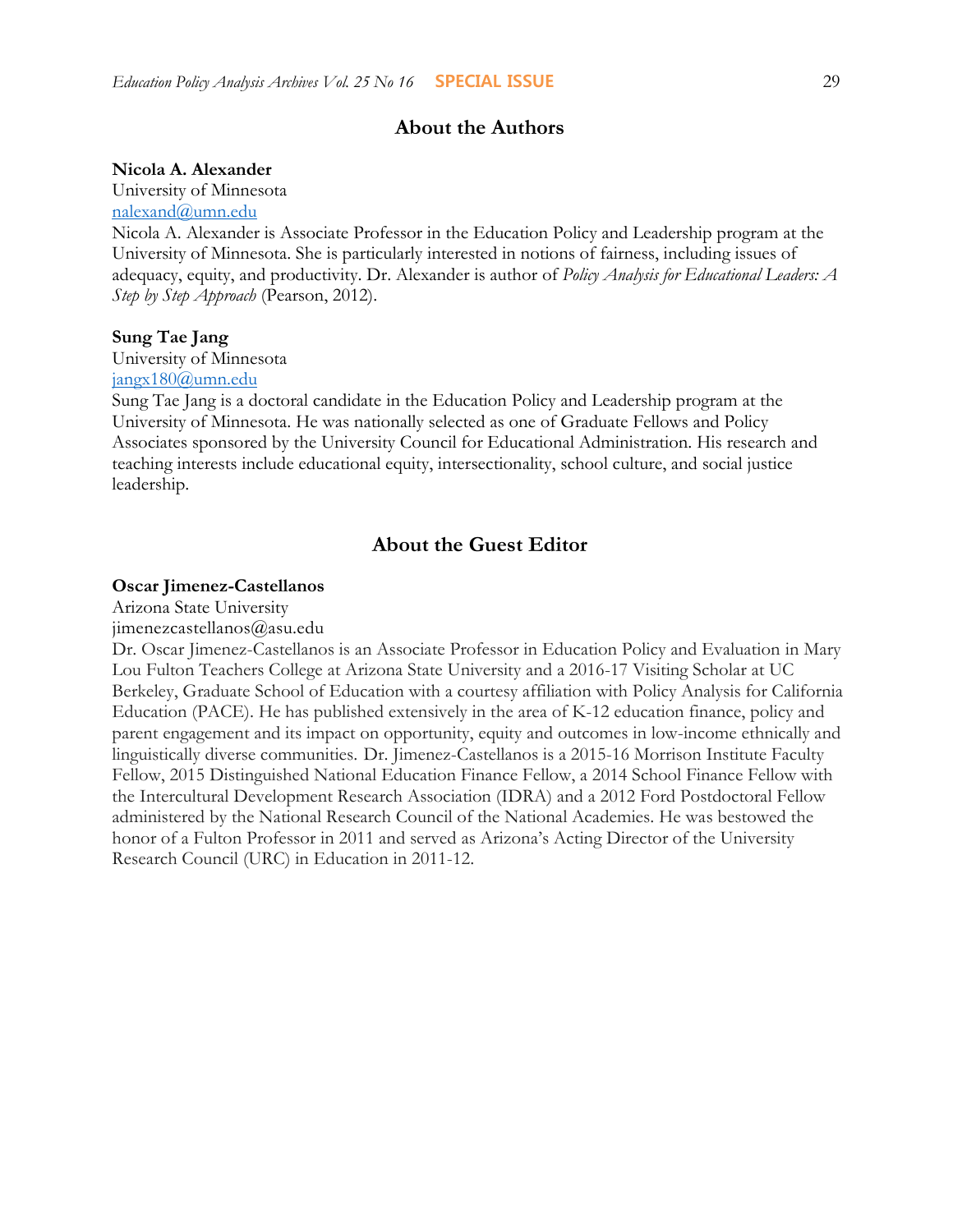## About the Authors

**Nicola A. Alexander**
University of Minnesota
nalexand@umn.edu
Nicola A. Alexander is Associate Professor in the Education Policy and Leadership program at the University of Minnesota. She is particularly interested in notions of fairness, including issues of adequacy, equity, and productivity. Dr. Alexander is author of *Policy Analysis for Educational Leaders: A Step by Step Approach* (Pearson, 2012).

**Sung Tae Jang**
University of Minnesota
jangx180@umn.edu
Sung Tae Jang is a doctoral candidate in the Education Policy and Leadership program at the University of Minnesota. He was nationally selected as one of Graduate Fellows and Policy Associates sponsored by the University Council for Educational Administration. His research and teaching interests include educational equity, intersectionality, school culture, and social justice leadership.

## About the Guest Editor

**Oscar Jimenez-Castellanos**
Arizona State University
jimenezcastellanos@asu.edu
Dr. Oscar Jimenez-Castellanos is an Associate Professor in Education Policy and Evaluation in Mary Lou Fulton Teachers College at Arizona State University and a 2016-17 Visiting Scholar at UC Berkeley, Graduate School of Education with a courtesy affiliation with Policy Analysis for California Education (PACE). He has published extensively in the area of K-12 education finance, policy and parent engagement and its impact on opportunity, equity and outcomes in low-income ethnically and linguistically diverse communities. Dr. Jimenez-Castellanos is a 2015-16 Morrison Institute Faculty Fellow, 2015 Distinguished National Education Finance Fellow, a 2014 School Finance Fellow with the Intercultural Development Research Association (IDRA) and a 2012 Ford Postdoctoral Fellow administered by the National Research Council of the National Academies. He was bestowed the honor of a Fulton Professor in 2011 and served as Arizona's Acting Director of the University Research Council (URC) in Education in 2011-12.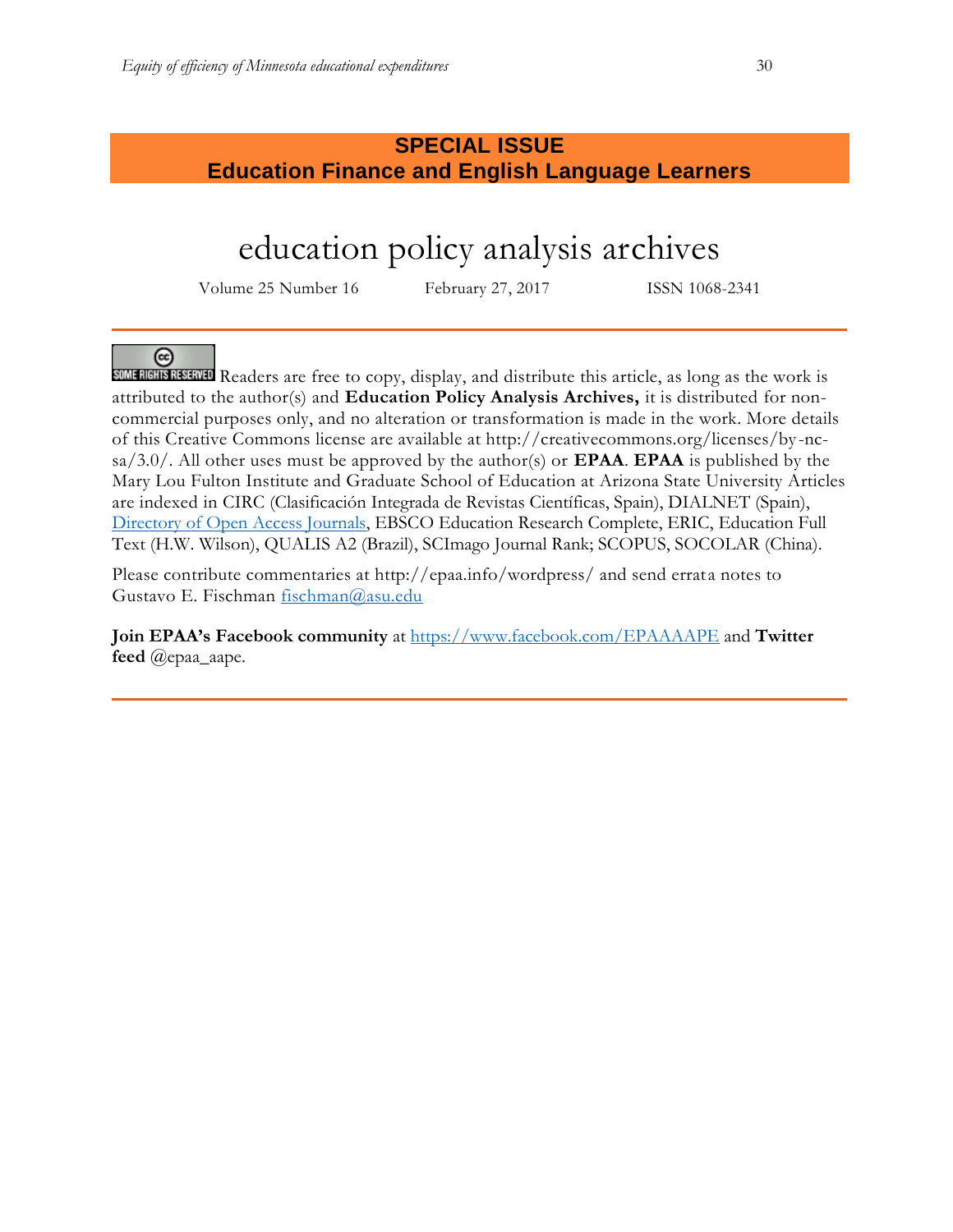**SPECIAL ISSUE**
**Education Finance and English Language Learners**

# education policy analysis archives

Volume 25 Number 16 February 27, 2017 ISSN 1068-2341

SOME RIGHTS RESERVED Readers are free to copy, display, and distribute this article, as long as the work is attributed to the author(s) and **Education Policy Analysis Archives,** it is distributed for non-commercial purposes only, and no alteration or transformation is made in the work. More details of this Creative Commons license are available at http://creativecommons.org/licenses/by-nc-sa/3.0/. All other uses must be approved by the author(s) or **EPAA**. **EPAA** is published by the Mary Lou Fulton Institute and Graduate School of Education at Arizona State University Articles are indexed in CIRC (Clasificación Integrada de Revistas Científicas, Spain), DIALNET (Spain), [Directory of Open Access Journals](), EBSCO Education Research Complete, ERIC, Education Full Text (H.W. Wilson), QUALIS A2 (Brazil), SCImago Journal Rank; SCOPUS, SOCOLAR (China).

Please contribute commentaries at http://epaa.info/wordpress/ and send errata notes to Gustavo E. Fischman fischman@asu.edu

**Join EPAA's Facebook community** at https://www.facebook.com/EPAAAAPE and **Twitter feed** @epaa_aape.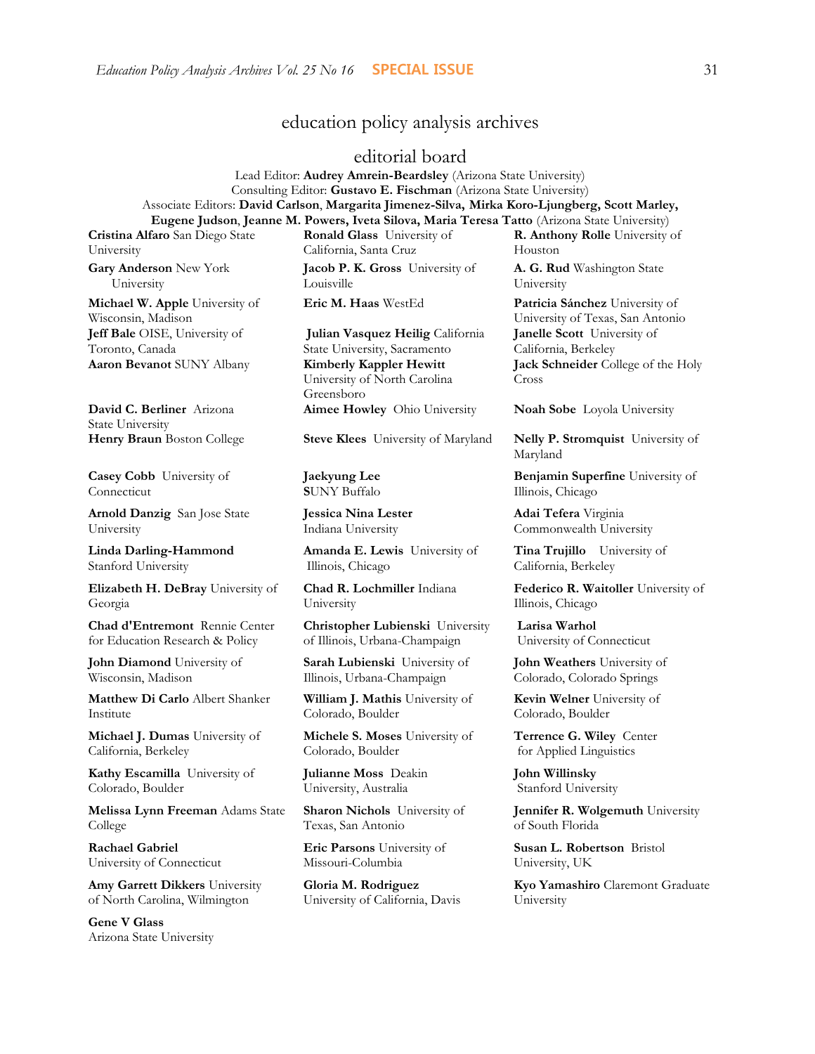## education policy analysis archives

### editorial board

Lead Editor: **Audrey Amrein-Beardsley** (Arizona State University)
Consulting Editor: **Gustavo E. Fischman** (Arizona State University)
Associate Editors: **David Carlson**, **Margarita Jimenez-Silva, Mirka Koro-Ljungberg, Scott Marley, Eugene Judson**, **Jeanne M. Powers, Iveta Silova, Maria Teresa Tatto** (Arizona State University)

**Cristina Alfaro** San Diego State University

**Gary Anderson** New York University

**Michael W. Apple** University of Wisconsin, Madison

**Jeff Bale** OISE, University of Toronto, Canada

**Aaron Bevanot** SUNY Albany

**David C. Berliner** Arizona State University

**Henry Braun** Boston College

**Casey Cobb** University of Connecticut

**Arnold Danzig** San Jose State University

**Linda Darling-Hammond** Stanford University

**Elizabeth H. DeBray** University of Georgia

**Chad d'Entremont** Rennie Center for Education Research & Policy

**John Diamond** University of Wisconsin, Madison

**Matthew Di Carlo** Albert Shanker Institute

**Michael J. Dumas** University of California, Berkeley

**Kathy Escamilla** University of Colorado, Boulder

**Melissa Lynn Freeman** Adams State College

**Rachael Gabriel** University of Connecticut

**Amy Garrett Dikkers** University of North Carolina, Wilmington

**Gene V Glass** Arizona State University

**Ronald Glass** University of California, Santa Cruz

**Jacob P. K. Gross** University of Louisville

**Eric M. Haas** WestEd

**Julian Vasquez Heilig** California State University, Sacramento

**Kimberly Kappler Hewitt** University of North Carolina Greensboro

**Aimee Howley** Ohio University

**Steve Klees** University of Maryland

**Jaekyung Lee** SUNY Buffalo

**Jessica Nina Lester** Indiana University

**Amanda E. Lewis** University of Illinois, Chicago

**Chad R. Lochmiller** Indiana University

**Christopher Lubienski** University of Illinois, Urbana-Champaign

**Sarah Lubienski** University of Illinois, Urbana-Champaign

**William J. Mathis** University of Colorado, Boulder

**Michele S. Moses** University of Colorado, Boulder

**Julianne Moss** Deakin University, Australia

**Sharon Nichols** University of Texas, San Antonio

**Eric Parsons** University of Missouri-Columbia

**Gloria M. Rodriguez** University of California, Davis

**R. Anthony Rolle** University of Houston

**A. G. Rud** Washington State University

**Patricia Sánchez** University of University of Texas, San Antonio

**Janelle Scott** University of California, Berkeley

**Jack Schneider** College of the Holy Cross

**Noah Sobe** Loyola University

**Nelly P. Stromquist** University of Maryland

**Benjamin Superfine** University of Illinois, Chicago

**Adai Tefera** Virginia Commonwealth University

**Tina Trujillo** University of California, Berkeley

**Federico R. Waitoller** University of Illinois, Chicago

**Larisa Warhol** University of Connecticut

**John Weathers** University of Colorado, Colorado Springs

**Kevin Welner** University of Colorado, Boulder

**Terrence G. Wiley** Center for Applied Linguistics

**John Willinsky** Stanford University

**Jennifer R. Wolgemuth** University of South Florida

**Susan L. Robertson** Bristol University, UK

**Kyo Yamashiro** Claremont Graduate University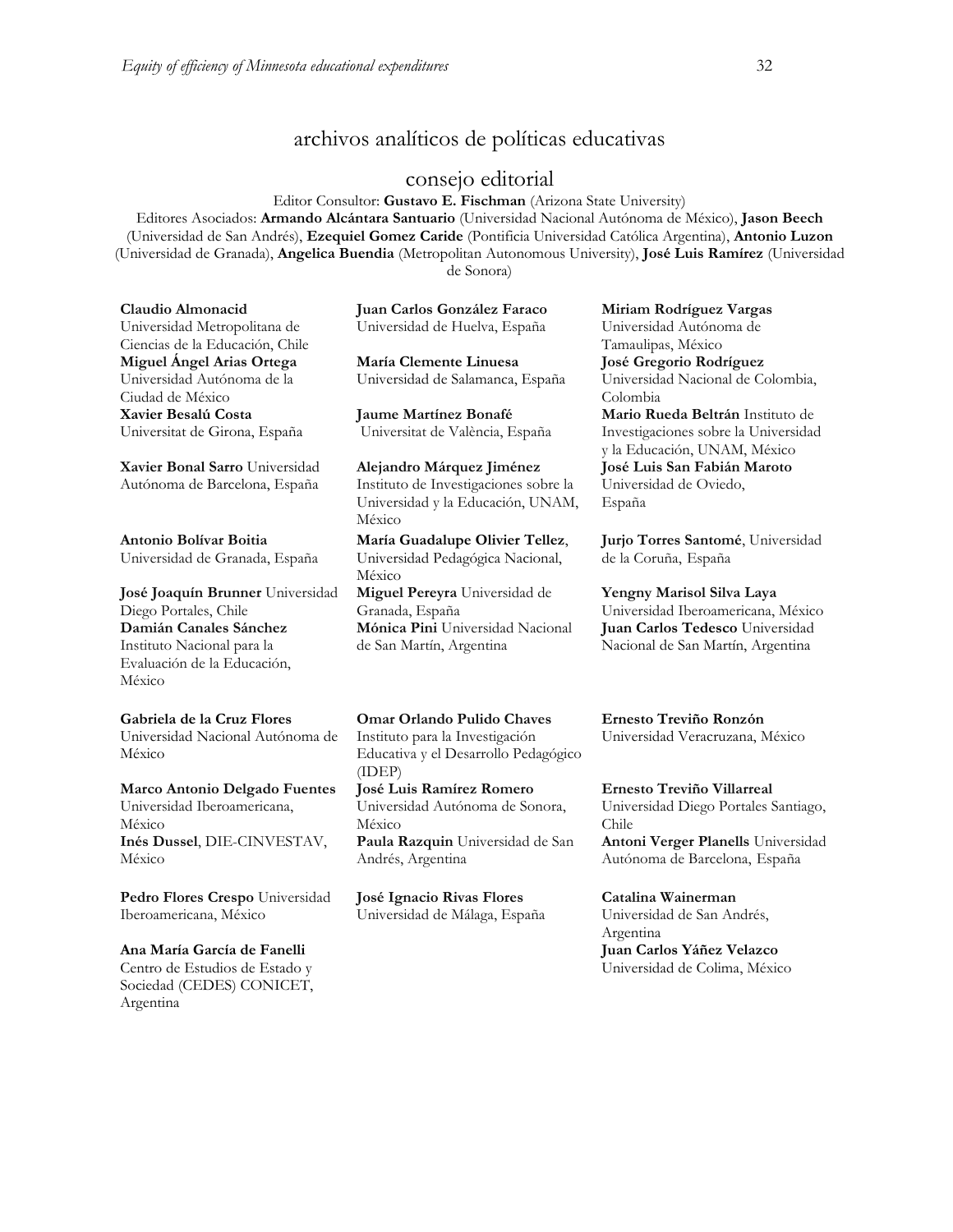## archivos analíticos de políticas educativas

## consejo editorial

Editor Consultor: **Gustavo E. Fischman** (Arizona State University)

Editores Asociados: **Armando Alcántara Santuario** (Universidad Nacional Autónoma de México), **Jason Beech** (Universidad de San Andrés), **Ezequiel Gomez Caride** (Pontificia Universidad Católica Argentina), **Antonio Luzon** (Universidad de Granada), **Angelica Buendia** (Metropolitan Autonomous University), **José Luis Ramírez** (Universidad de Sonora)

**Claudio Almonacid** Universidad Metropolitana de Ciencias de la Educación, Chile

**Miguel Ángel Arias Ortega** Universidad Autónoma de la Ciudad de México

**Xavier Besalú Costa** Universitat de Girona, España

**Xavier Bonal Sarro** Universidad Autónoma de Barcelona, España

**Antonio Bolívar Boitia** Universidad de Granada, España

**José Joaquín Brunner** Universidad Diego Portales, Chile

**Damián Canales Sánchez** Instituto Nacional para la Evaluación de la Educación, México

**Gabriela de la Cruz Flores** Universidad Nacional Autónoma de México

**Marco Antonio Delgado Fuentes** Universidad Iberoamericana, México

**Inés Dussel**, DIE-CINVESTAV, México

**Pedro Flores Crespo** Universidad Iberoamericana, México

**Ana María García de Fanelli** Centro de Estudios de Estado y Sociedad (CEDES) CONICET, Argentina

**Juan Carlos González Faraco** Universidad de Huelva, España

**María Clemente Linuesa** Universidad de Salamanca, España

**Jaume Martínez Bonafé** Universitat de València, España

**Alejandro Márquez Jiménez** Instituto de Investigaciones sobre la Universidad y la Educación, UNAM, México

**María Guadalupe Olivier Tellez**, Universidad Pedagógica Nacional, México

**Miguel Pereyra** Universidad de Granada, España

**Mónica Pini** Universidad Nacional de San Martín, Argentina

**Omar Orlando Pulido Chaves** Instituto para la Investigación Educativa y el Desarrollo Pedagógico (IDEP)

**José Luis Ramírez Romero** Universidad Autónoma de Sonora, México

**Paula Razquin** Universidad de San Andrés, Argentina

**José Ignacio Rivas Flores** Universidad de Málaga, España

**Miriam Rodríguez Vargas** Universidad Autónoma de Tamaulipas, México

**José Gregorio Rodríguez** Universidad Nacional de Colombia, Colombia

**Mario Rueda Beltrán** Instituto de Investigaciones sobre la Universidad y la Educación, UNAM, México

**José Luis San Fabián Maroto** Universidad de Oviedo, España

**Jurjo Torres Santomé**, Universidad de la Coruña, España

**Yengny Marisol Silva Laya** Universidad Iberoamericana, México

**Juan Carlos Tedesco** Universidad Nacional de San Martín, Argentina

**Ernesto Treviño Ronzón** Universidad Veracruzana, México

**Ernesto Treviño Villarreal** Universidad Diego Portales Santiago, Chile

**Antoni Verger Planells** Universidad Autónoma de Barcelona, España

**Catalina Wainerman** Universidad de San Andrés, Argentina

**Juan Carlos Yáñez Velazco** Universidad de Colima, México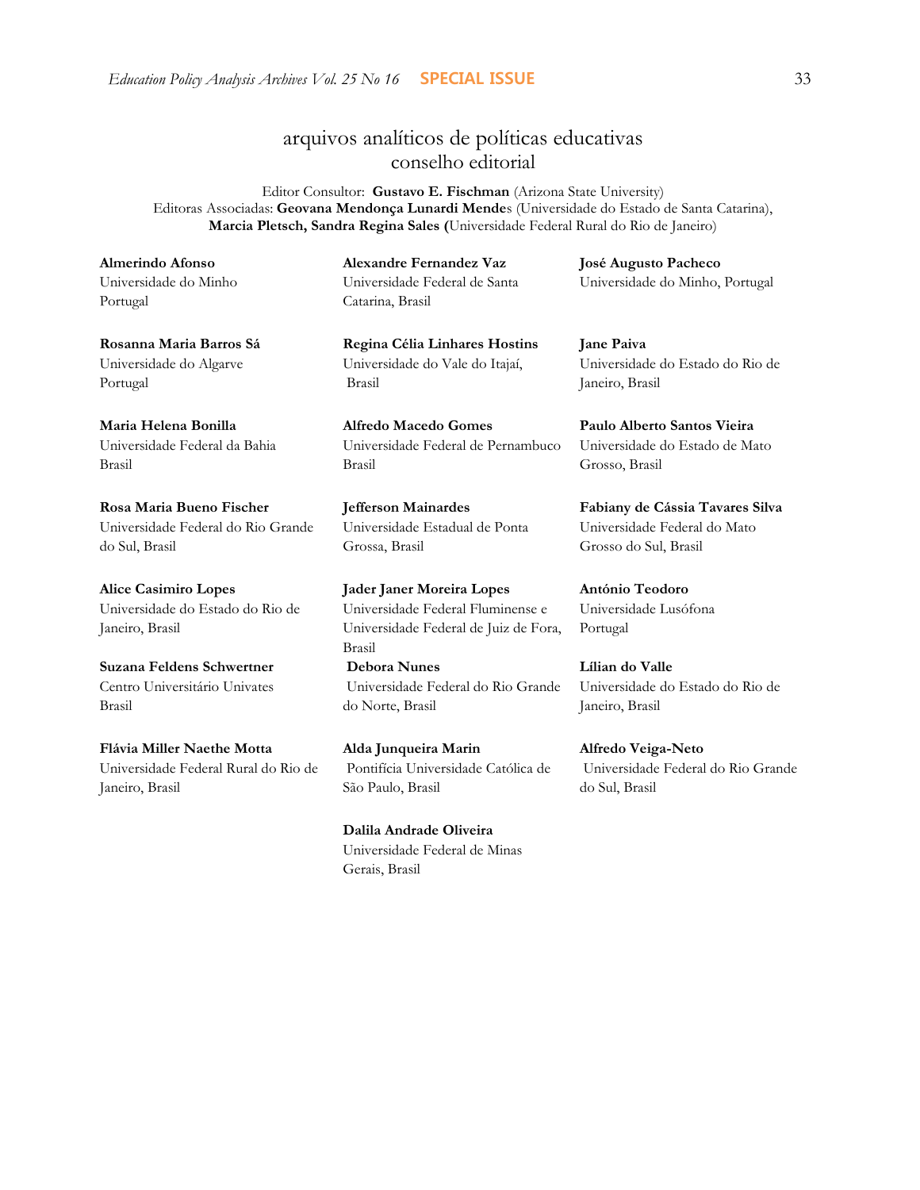# arquivos analíticos de políticas educativas
## conselho editorial

Editor Consultor: **Gustavo E. Fischman** (Arizona State University)
Editoras Associadas: **Geovana Mendonça Lunardi Mende**s (Universidade do Estado de Santa Catarina), **Marcia Pletsch, Sandra Regina Sales (**Universidade Federal Rural do Rio de Janeiro)

**Almerindo Afonso**
Universidade do Minho
Portugal

**Rosanna Maria Barros Sá**
Universidade do Algarve
Portugal

**Maria Helena Bonilla**
Universidade Federal da Bahia
Brasil

**Rosa Maria Bueno Fischer**
Universidade Federal do Rio Grande do Sul, Brasil

**Alice Casimiro Lopes**
Universidade do Estado do Rio de Janeiro, Brasil

**Suzana Feldens Schwertner**
Centro Universitário Univates
Brasil

**Flávia Miller Naethe Motta**
Universidade Federal Rural do Rio de Janeiro, Brasil

**Alexandre Fernandez Vaz**
Universidade Federal de Santa Catarina, Brasil

**Regina Célia Linhares Hostins**
Universidade do Vale do Itajaí, Brasil

**Alfredo Macedo Gomes**
Universidade Federal de Pernambuco
Brasil

**Jefferson Mainardes**
Universidade Estadual de Ponta Grossa, Brasil

**Jader Janer Moreira Lopes**
Universidade Federal Fluminense e Universidade Federal de Juiz de Fora, Brasil

**Debora Nunes**
Universidade Federal do Rio Grande do Norte, Brasil

**Alda Junqueira Marin**
Pontifícia Universidade Católica de São Paulo, Brasil

**Dalila Andrade Oliveira**
Universidade Federal de Minas Gerais, Brasil

**José Augusto Pacheco**
Universidade do Minho, Portugal

**Jane Paiva**
Universidade do Estado do Rio de Janeiro, Brasil

**Paulo Alberto Santos Vieira**
Universidade do Estado de Mato Grosso, Brasil

**Fabiany de Cássia Tavares Silva**
Universidade Federal do Mato Grosso do Sul, Brasil

**António Teodoro**
Universidade Lusófona
Portugal

**Lílian do Valle**
Universidade do Estado do Rio de Janeiro, Brasil

**Alfredo Veiga-Neto**
Universidade Federal do Rio Grande do Sul, Brasil